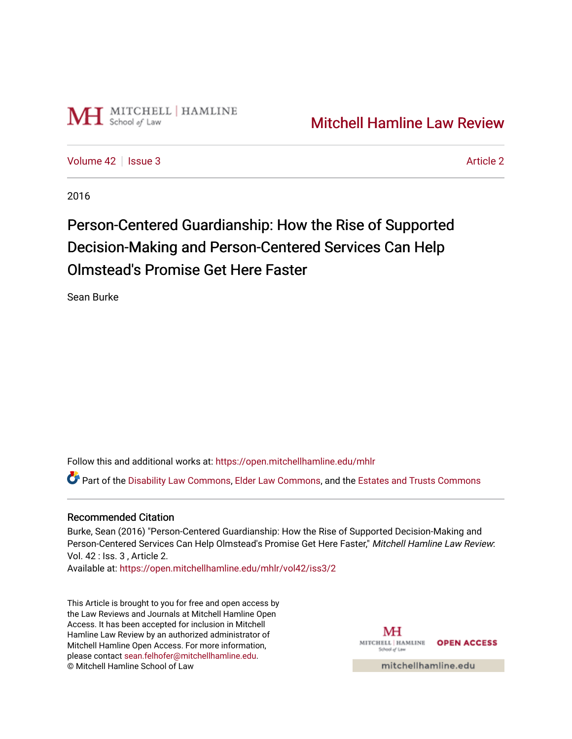Mitchell Hamline Law Review

Volume 42 | Issue 3 | Article 2

2016

# Person-Centered Guardianship: How the Rise of Supported Decision-Making and Person-Centered Services Can Help Olmstead's Promise Get Here Faster

Sean Burke

Follow this and additional works at: https://open.mitchellhamline.edu/mhlr

Part of the Disability Law Commons, Elder Law Commons, and the Estates and Trusts Commons

## Recommended Citation

Burke, Sean (2016) "Person-Centered Guardianship: How the Rise of Supported Decision-Making and Person-Centered Services Can Help Olmstead's Promise Get Here Faster," *Mitchell Hamline Law Review*: Vol. 42 : Iss. 3 , Article 2.
Available at: https://open.mitchellhamline.edu/mhlr/vol42/iss3/2

This Article is brought to you for free and open access by the Law Reviews and Journals at Mitchell Hamline Open Access. It has been accepted for inclusion in Mitchell Hamline Law Review by an authorized administrator of Mitchell Hamline Open Access. For more information, please contact sean.felhofer@mitchellhamline.edu.
© Mitchell Hamline School of Law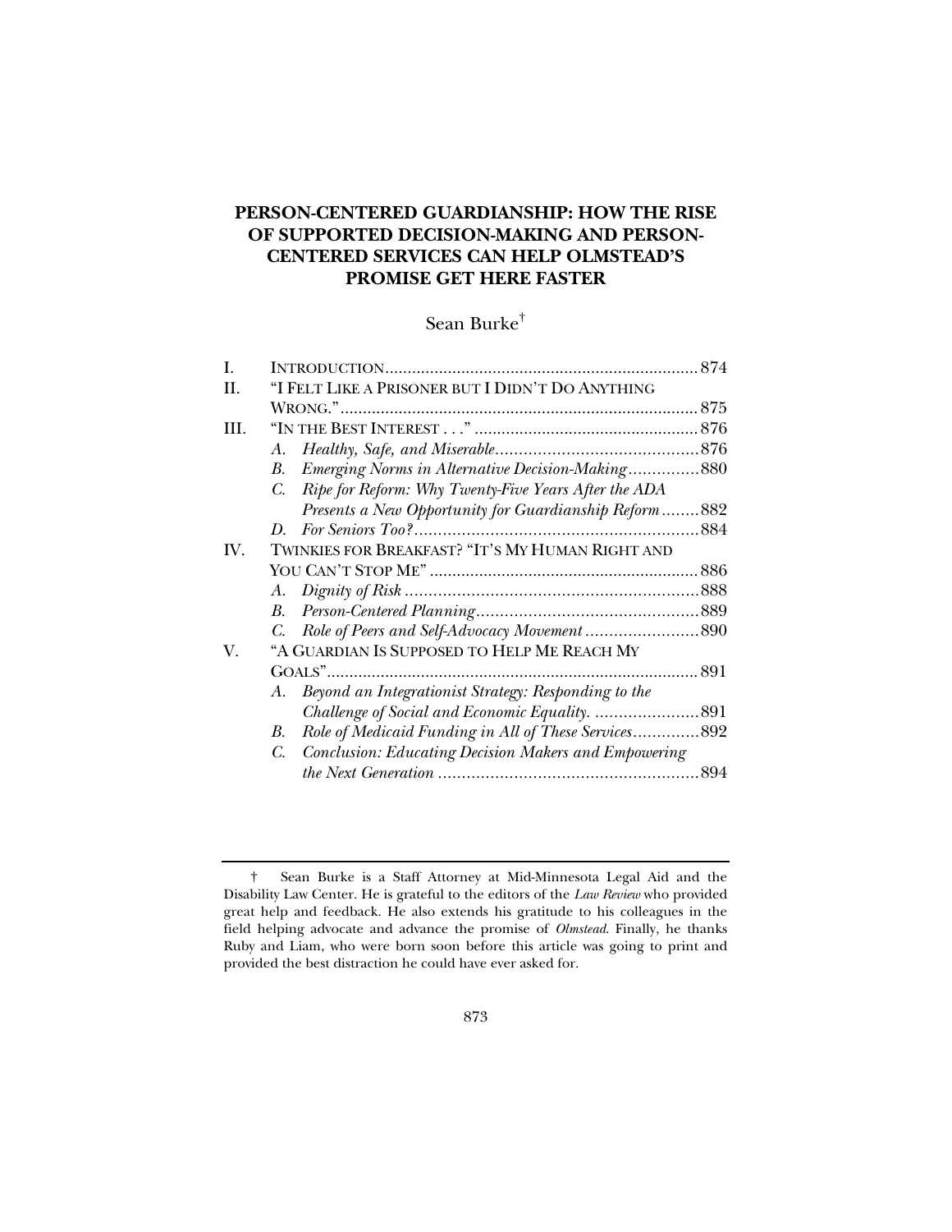# PERSON-CENTERED GUARDIANSHIP: HOW THE RISE OF SUPPORTED DECISION-MAKING AND PERSON-CENTERED SERVICES CAN HELP OLMSTEAD'S PROMISE GET HERE FASTER

Sean Burke†

| | | Page |
|---|---|---|
| I. | INTRODUCTION | 874 |
| II. | "I FELT LIKE A PRISONER BUT I DIDN'T DO ANYTHING WRONG." | 875 |
| III. | "IN THE BEST INTEREST . . ." | 876 |
| | *A. Healthy, Safe, and Miserable* | 876 |
| | *B. Emerging Norms in Alternative Decision-Making* | 880 |
| | *C. Ripe for Reform: Why Twenty-Five Years After the ADA Presents a New Opportunity for Guardianship Reform* | 882 |
| | *D. For Seniors Too?* | 884 |
| IV. | TWINKIES FOR BREAKFAST? "IT'S MY HUMAN RIGHT AND YOU CAN'T STOP ME" | 886 |
| | *A. Dignity of Risk* | 888 |
| | *B. Person-Centered Planning* | 889 |
| | *C. Role of Peers and Self-Advocacy Movement* | 890 |
| V. | "A GUARDIAN IS SUPPOSED TO HELP ME REACH MY GOALS" | 891 |
| | *A. Beyond an Integrationist Strategy: Responding to the Challenge of Social and Economic Equality.* | 891 |
| | *B. Role of Medicaid Funding in All of These Services* | 892 |
| | *C. Conclusion: Educating Decision Makers and Empowering the Next Generation* | 894 |

† Sean Burke is a Staff Attorney at Mid-Minnesota Legal Aid and the Disability Law Center. He is grateful to the editors of the *Law Review* who provided great help and feedback. He also extends his gratitude to his colleagues in the field helping advocate and advance the promise of *Olmstead*. Finally, he thanks Ruby and Liam, who were born soon before this article was going to print and provided the best distraction he could have ever asked for.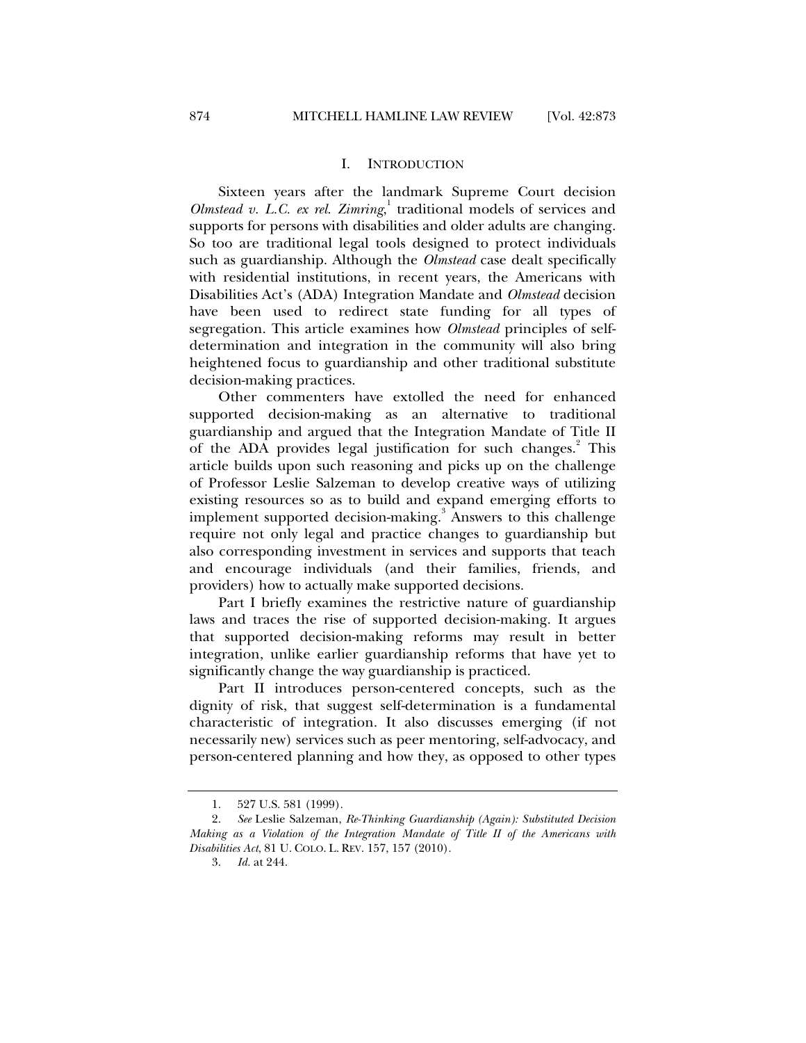## I. INTRODUCTION

Sixteen years after the landmark Supreme Court decision *Olmstead v. L.C. ex rel. Zimring*,[1] traditional models of services and supports for persons with disabilities and older adults are changing. So too are traditional legal tools designed to protect individuals such as guardianship. Although the *Olmstead* case dealt specifically with residential institutions, in recent years, the Americans with Disabilities Act's (ADA) Integration Mandate and *Olmstead* decision have been used to redirect state funding for all types of segregation. This article examines how *Olmstead* principles of self-determination and integration in the community will also bring heightened focus to guardianship and other traditional substitute decision-making practices.

Other commenters have extolled the need for enhanced supported decision-making as an alternative to traditional guardianship and argued that the Integration Mandate of Title II of the ADA provides legal justification for such changes.[2] This article builds upon such reasoning and picks up on the challenge of Professor Leslie Salzeman to develop creative ways of utilizing existing resources so as to build and expand emerging efforts to implement supported decision-making.[3] Answers to this challenge require not only legal and practice changes to guardianship but also corresponding investment in services and supports that teach and encourage individuals (and their families, friends, and providers) how to actually make supported decisions.

Part I briefly examines the restrictive nature of guardianship laws and traces the rise of supported decision-making. It argues that supported decision-making reforms may result in better integration, unlike earlier guardianship reforms that have yet to significantly change the way guardianship is practiced.

Part II introduces person-centered concepts, such as the dignity of risk, that suggest self-determination is a fundamental characteristic of integration. It also discusses emerging (if not necessarily new) services such as peer mentoring, self-advocacy, and person-centered planning and how they, as opposed to other types

---

1. 527 U.S. 581 (1999).

2. *See* Leslie Salzeman, *Re-Thinking Guardianship (Again): Substituted Decision Making as a Violation of the Integration Mandate of Title II of the Americans with Disabilities Act*, 81 U. COLO. L. REV. 157, 157 (2010).

3. *Id.* at 244.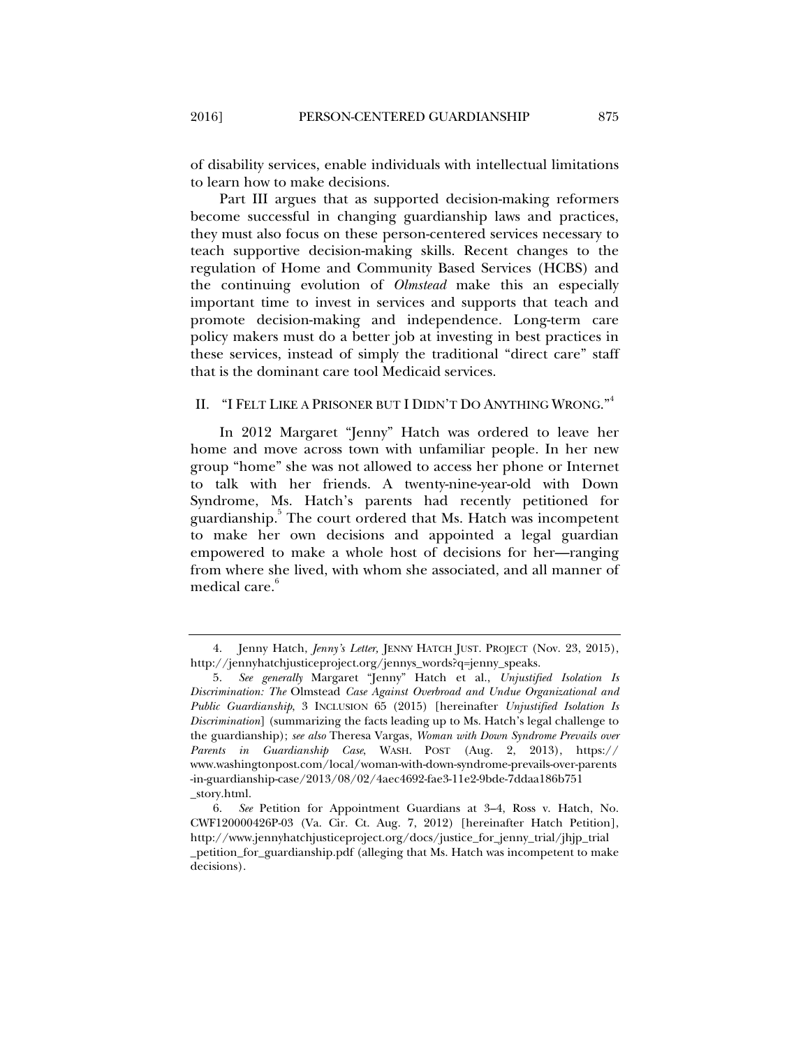of disability services, enable individuals with intellectual limitations to learn how to make decisions.

Part III argues that as supported decision-making reformers become successful in changing guardianship laws and practices, they must also focus on these person-centered services necessary to teach supportive decision-making skills. Recent changes to the regulation of Home and Community Based Services (HCBS) and the continuing evolution of *Olmstead* make this an especially important time to invest in services and supports that teach and promote decision-making and independence. Long-term care policy makers must do a better job at investing in best practices in these services, instead of simply the traditional "direct care" staff that is the dominant care tool Medicaid services.

## II. "I FELT LIKE A PRISONER BUT I DIDN'T DO ANYTHING WRONG."[4]

In 2012 Margaret "Jenny" Hatch was ordered to leave her home and move across town with unfamiliar people. In her new group "home" she was not allowed to access her phone or Internet to talk with her friends. A twenty-nine-year-old with Down Syndrome, Ms. Hatch's parents had recently petitioned for guardianship.[5] The court ordered that Ms. Hatch was incompetent to make her own decisions and appointed a legal guardian empowered to make a whole host of decisions for her—ranging from where she lived, with whom she associated, and all manner of medical care.[6]

---

4. Jenny Hatch, *Jenny's Letter,* JENNY HATCH JUST. PROJECT (Nov. 23, 2015), http://jennyhatchjusticeproject.org/jennys_words?q=jenny_speaks.

5. *See generally* Margaret "Jenny" Hatch et al., *Unjustified Isolation Is Discrimination: The* Olmstead *Case Against Overbroad and Undue Organizational and Public Guardianship*, 3 INCLUSION 65 (2015) [hereinafter *Unjustified Isolation Is Discrimination*] (summarizing the facts leading up to Ms. Hatch's legal challenge to the guardianship); *see also* Theresa Vargas, *Woman with Down Syndrome Prevails over Parents in Guardianship Case*, WASH. POST (Aug. 2, 2013), https://www.washingtonpost.com/local/woman-with-down-syndrome-prevails-over-parents-in-guardianship-case/2013/08/02/4aec4692-fae3-11e2-9bde-7ddaa186b751_story.html.

6. *See* Petition for Appointment Guardians at 3–4, Ross v. Hatch, No. CWF120000426P-03 (Va. Cir. Ct. Aug. 7, 2012) [hereinafter Hatch Petition], http://www.jennyhatchjusticeproject.org/docs/justice_for_jenny_trial/jhjp_trial_petition_for_guardianship.pdf (alleging that Ms. Hatch was incompetent to make decisions).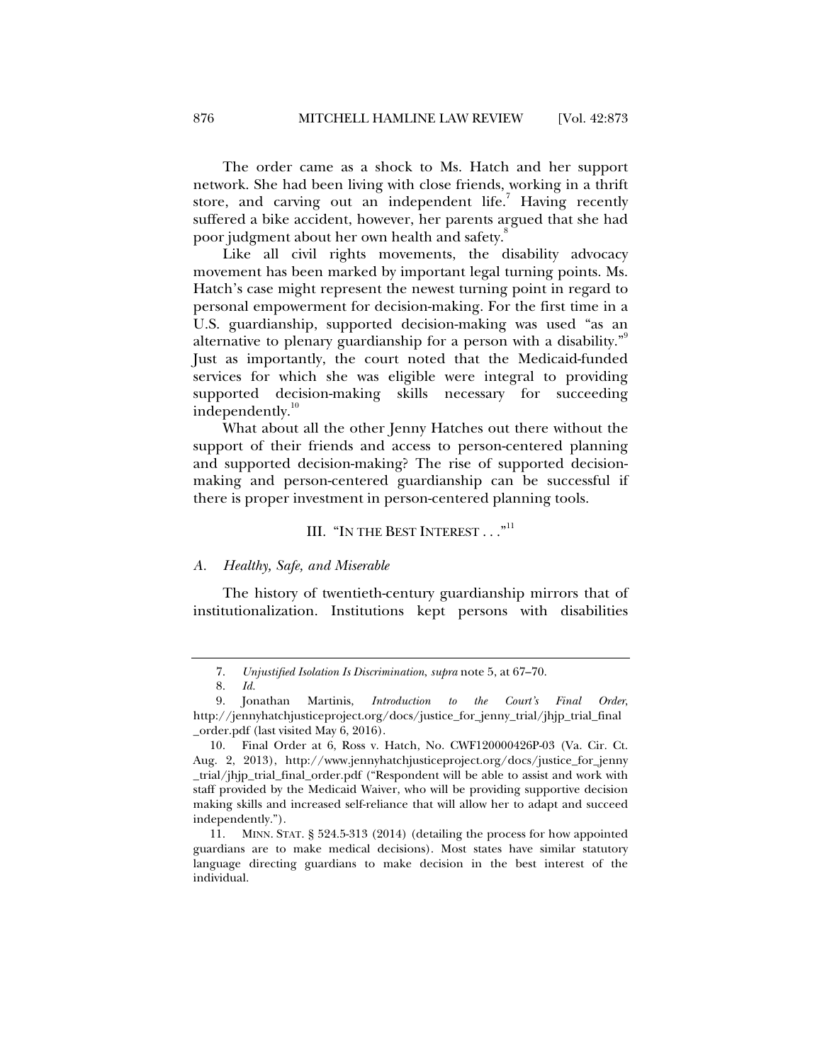The order came as a shock to Ms. Hatch and her support network. She had been living with close friends, working in a thrift store, and carving out an independent life.[7] Having recently suffered a bike accident, however, her parents argued that she had poor judgment about her own health and safety.[8]

Like all civil rights movements, the disability advocacy movement has been marked by important legal turning points. Ms. Hatch's case might represent the newest turning point in regard to personal empowerment for decision-making. For the first time in a U.S. guardianship, supported decision-making was used "as an alternative to plenary guardianship for a person with a disability."[9] Just as importantly, the court noted that the Medicaid-funded services for which she was eligible were integral to providing supported decision-making skills necessary for succeeding independently.[10]

What about all the other Jenny Hatches out there without the support of their friends and access to person-centered planning and supported decision-making? The rise of supported decision-making and person-centered guardianship can be successful if there is proper investment in person-centered planning tools.

## III. "IN THE BEST INTEREST . . ."[11]

### *A. Healthy, Safe, and Miserable*

The history of twentieth-century guardianship mirrors that of institutionalization. Institutions kept persons with disabilities

---

7. *Unjustified Isolation Is Discrimination*, *supra* note 5, at 67–70.

8. *Id.*

9. Jonathan Martinis, *Introduction to the Court's Final Order*, http://jennyhatchjusticeproject.org/docs/justice_for_jenny_trial/jhjp_trial_final_order.pdf (last visited May 6, 2016).

10. Final Order at 6, Ross v. Hatch, No. CWF120000426P-03 (Va. Cir. Ct. Aug. 2, 2013), http://www.jennyhatchjusticeproject.org/docs/justice_for_jenny_trial/jhjp_trial_final_order.pdf ("Respondent will be able to assist and work with staff provided by the Medicaid Waiver, who will be providing supportive decision making skills and increased self-reliance that will allow her to adapt and succeed independently.").

11. MINN. STAT. § 524.5-313 (2014) (detailing the process for how appointed guardians are to make medical decisions). Most states have similar statutory language directing guardians to make decision in the best interest of the individual.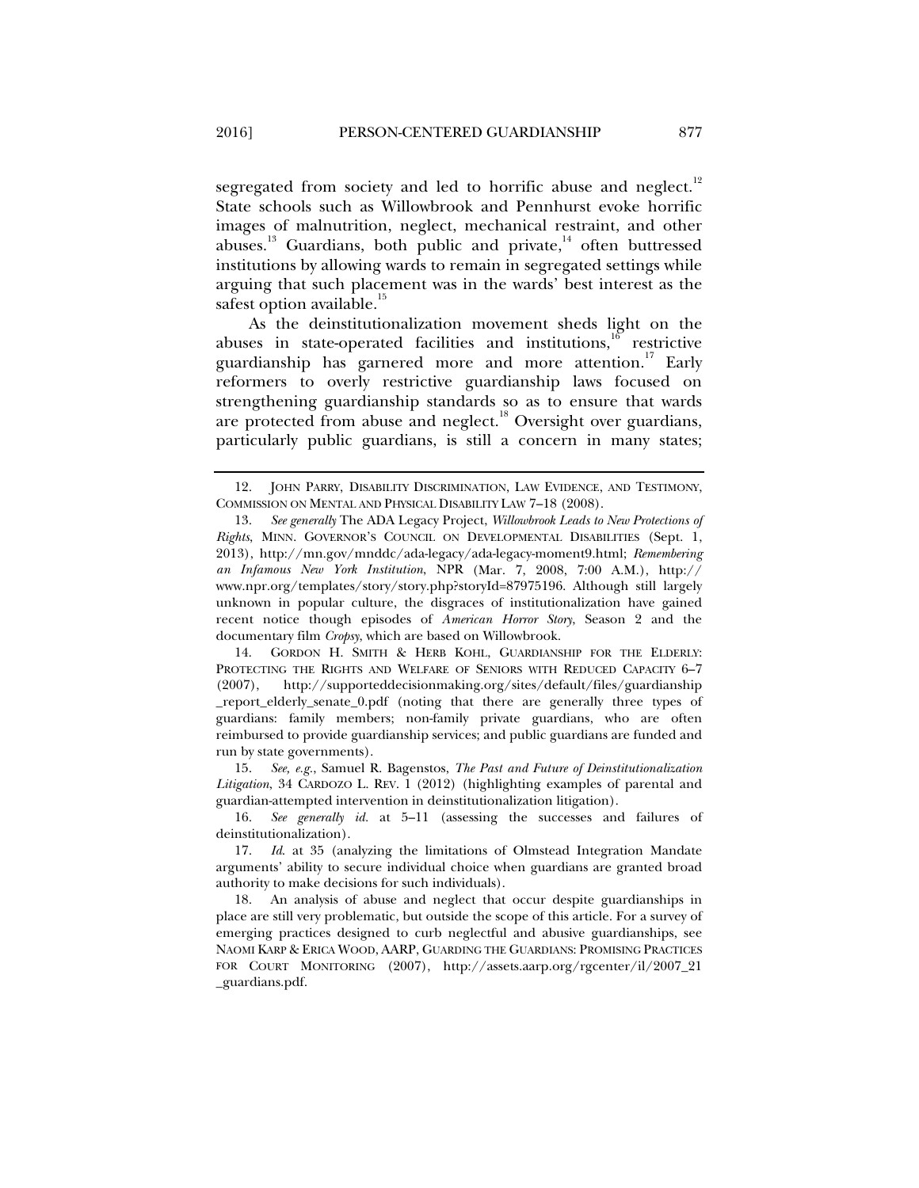segregated from society and led to horrific abuse and neglect.[12] State schools such as Willowbrook and Pennhurst evoke horrific images of malnutrition, neglect, mechanical restraint, and other abuses.[13] Guardians, both public and private,[14] often buttressed institutions by allowing wards to remain in segregated settings while arguing that such placement was in the wards' best interest as the safest option available.[15]

As the deinstitutionalization movement sheds light on the abuses in state-operated facilities and institutions,[16] restrictive guardianship has garnered more and more attention.[17] Early reformers to overly restrictive guardianship laws focused on strengthening guardianship standards so as to ensure that wards are protected from abuse and neglect.[18] Oversight over guardians, particularly public guardians, is still a concern in many states;

---

12. JOHN PARRY, DISABILITY DISCRIMINATION, LAW EVIDENCE, AND TESTIMONY, COMMISSION ON MENTAL AND PHYSICAL DISABILITY LAW 7–18 (2008).

13. *See generally* The ADA Legacy Project, *Willowbrook Leads to New Protections of Rights*, MINN. GOVERNOR'S COUNCIL ON DEVELOPMENTAL DISABILITIES (Sept. 1, 2013), http://mn.gov/mnddc/ada-legacy/ada-legacy-moment9.html; *Remembering an Infamous New York Institution*, NPR (Mar. 7, 2008, 7:00 A.M.), http://www.npr.org/templates/story/story.php?storyId=87975196. Although still largely unknown in popular culture, the disgraces of institutionalization have gained recent notice though episodes of *American Horror Story*, Season 2 and the documentary film *Cropsy*, which are based on Willowbrook.

14. GORDON H. SMITH & HERB KOHL, GUARDIANSHIP FOR THE ELDERLY: PROTECTING THE RIGHTS AND WELFARE OF SENIORS WITH REDUCED CAPACITY 6–7 (2007), http://supporteddecisionmaking.org/sites/default/files/guardianship_report_elderly_senate_0.pdf (noting that there are generally three types of guardians: family members; non-family private guardians, who are often reimbursed to provide guardianship services; and public guardians are funded and run by state governments).

15. *See, e.g.*, Samuel R. Bagenstos, *The Past and Future of Deinstitutionalization Litigation*, 34 CARDOZO L. REV. 1 (2012) (highlighting examples of parental and guardian-attempted intervention in deinstitutionalization litigation).

16. *See generally id.* at 5–11 (assessing the successes and failures of deinstitutionalization).

17. *Id.* at 35 (analyzing the limitations of Olmstead Integration Mandate arguments' ability to secure individual choice when guardians are granted broad authority to make decisions for such individuals).

18. An analysis of abuse and neglect that occur despite guardianships in place are still very problematic, but outside the scope of this article. For a survey of emerging practices designed to curb neglectful and abusive guardianships, see NAOMI KARP & ERICA WOOD, AARP, GUARDING THE GUARDIANS: PROMISING PRACTICES FOR COURT MONITORING (2007), http://assets.aarp.org/rgcenter/il/2007_21_guardians.pdf.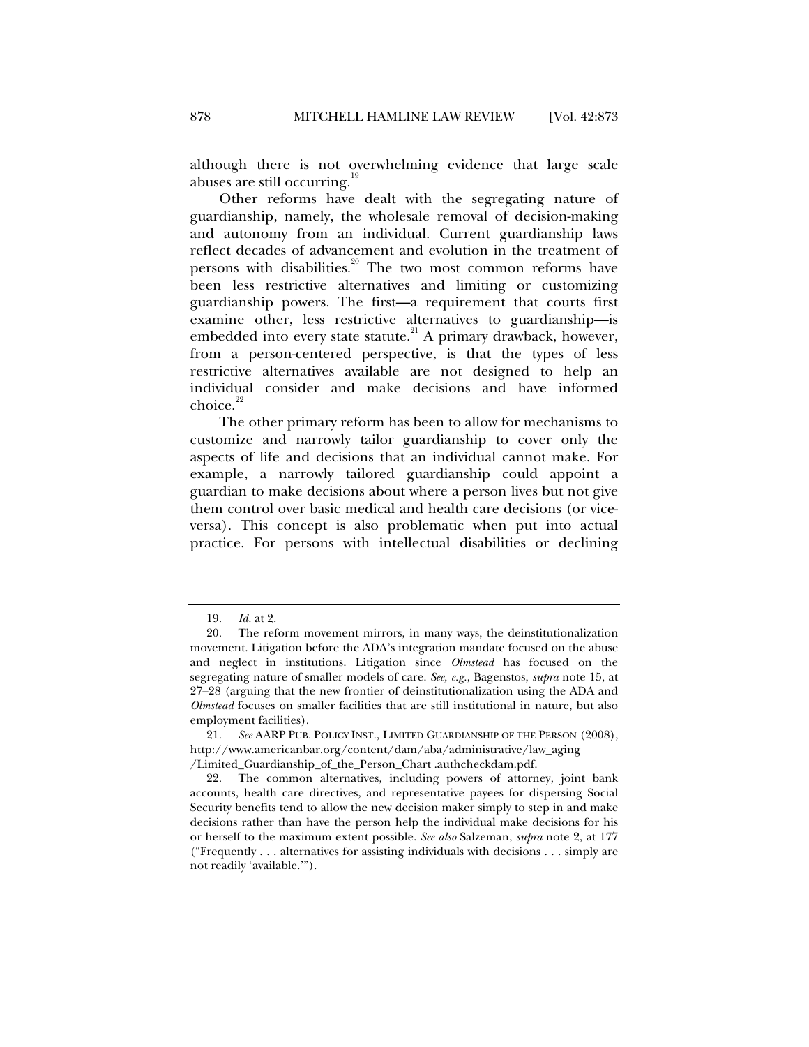although there is not overwhelming evidence that large scale abuses are still occurring.[19]

Other reforms have dealt with the segregating nature of guardianship, namely, the wholesale removal of decision-making and autonomy from an individual. Current guardianship laws reflect decades of advancement and evolution in the treatment of persons with disabilities.[20] The two most common reforms have been less restrictive alternatives and limiting or customizing guardianship powers. The first—a requirement that courts first examine other, less restrictive alternatives to guardianship—is embedded into every state statute.[21] A primary drawback, however, from a person-centered perspective, is that the types of less restrictive alternatives available are not designed to help an individual consider and make decisions and have informed choice.[22]

The other primary reform has been to allow for mechanisms to customize and narrowly tailor guardianship to cover only the aspects of life and decisions that an individual cannot make. For example, a narrowly tailored guardianship could appoint a guardian to make decisions about where a person lives but not give them control over basic medical and health care decisions (or vice-versa). This concept is also problematic when put into actual practice. For persons with intellectual disabilities or declining

---

19. *Id.* at 2.

20. The reform movement mirrors, in many ways, the deinstitutionalization movement. Litigation before the ADA's integration mandate focused on the abuse and neglect in institutions. Litigation since *Olmstead* has focused on the segregating nature of smaller models of care. *See, e.g.*, Bagenstos, *supra* note 15, at 27–28 (arguing that the new frontier of deinstitutionalization using the ADA and *Olmstead* focuses on smaller facilities that are still institutional in nature, but also employment facilities).

21. *See* AARP PUB. POLICY INST., LIMITED GUARDIANSHIP OF THE PERSON (2008), http://www.americanbar.org/content/dam/aba/administrative/law_aging /Limited_Guardianship_of_the_Person_Chart .authcheckdam.pdf.

22. The common alternatives, including powers of attorney, joint bank accounts, health care directives, and representative payees for dispersing Social Security benefits tend to allow the new decision maker simply to step in and make decisions rather than have the person help the individual make decisions for his or herself to the maximum extent possible. *See also* Salzeman, *supra* note 2, at 177 ("Frequently . . . alternatives for assisting individuals with decisions . . . simply are not readily 'available.'").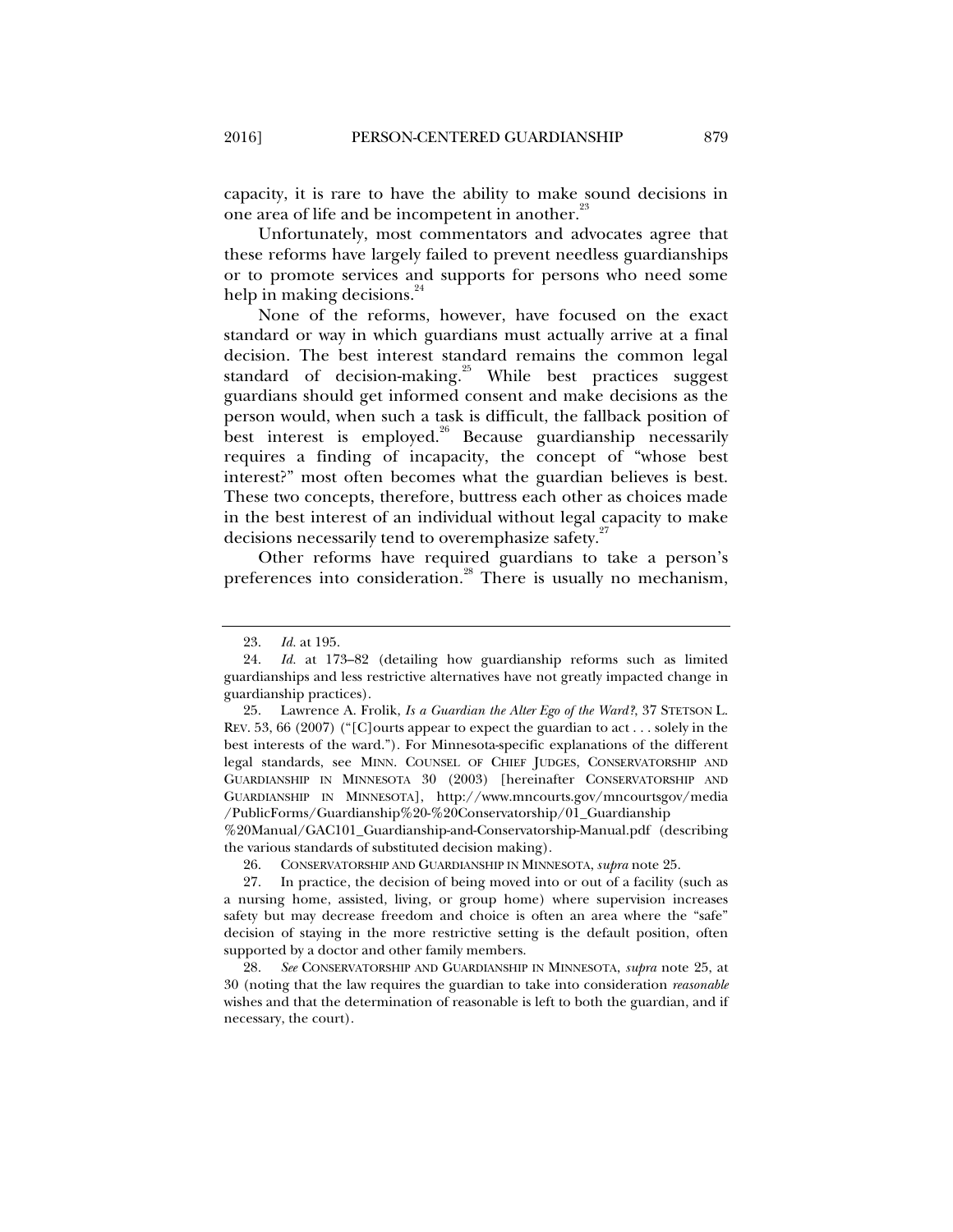capacity, it is rare to have the ability to make sound decisions in one area of life and be incompetent in another.[23]

Unfortunately, most commentators and advocates agree that these reforms have largely failed to prevent needless guardianships or to promote services and supports for persons who need some help in making decisions.[24]

None of the reforms, however, have focused on the exact standard or way in which guardians must actually arrive at a final decision. The best interest standard remains the common legal standard of decision-making.[25] While best practices suggest guardians should get informed consent and make decisions as the person would, when such a task is difficult, the fallback position of best interest is employed.[26] Because guardianship necessarily requires a finding of incapacity, the concept of "whose best interest?" most often becomes what the guardian believes is best. These two concepts, therefore, buttress each other as choices made in the best interest of an individual without legal capacity to make decisions necessarily tend to overemphasize safety.[27]

Other reforms have required guardians to take a person's preferences into consideration.[28] There is usually no mechanism,

---

23. *Id.* at 195.

24. *Id.* at 173–82 (detailing how guardianship reforms such as limited guardianships and less restrictive alternatives have not greatly impacted change in guardianship practices).

25. Lawrence A. Frolik, *Is a Guardian the Alter Ego of the Ward?*, 37 STETSON L. REV. 53, 66 (2007) ("[C]ourts appear to expect the guardian to act . . . solely in the best interests of the ward."). For Minnesota-specific explanations of the different legal standards, see MINN. COUNSEL OF CHIEF JUDGES, CONSERVATORSHIP AND GUARDIANSHIP IN MINNESOTA 30 (2003) [hereinafter CONSERVATORSHIP AND GUARDIANSHIP IN MINNESOTA], http://www.mncourts.gov/mncourtsgov/media/PublicForms/Guardianship%20-%20Conservatorship/01_Guardianship%20Manual/GAC101_Guardianship-and-Conservatorship-Manual.pdf (describing the various standards of substituted decision making).

26. CONSERVATORSHIP AND GUARDIANSHIP IN MINNESOTA, *supra* note 25.

27. In practice, the decision of being moved into or out of a facility (such as a nursing home, assisted, living, or group home) where supervision increases safety but may decrease freedom and choice is often an area where the "safe" decision of staying in the more restrictive setting is the default position, often supported by a doctor and other family members.

28. *See* CONSERVATORSHIP AND GUARDIANSHIP IN MINNESOTA, *supra* note 25, at 30 (noting that the law requires the guardian to take into consideration *reasonable* wishes and that the determination of reasonable is left to both the guardian, and if necessary, the court).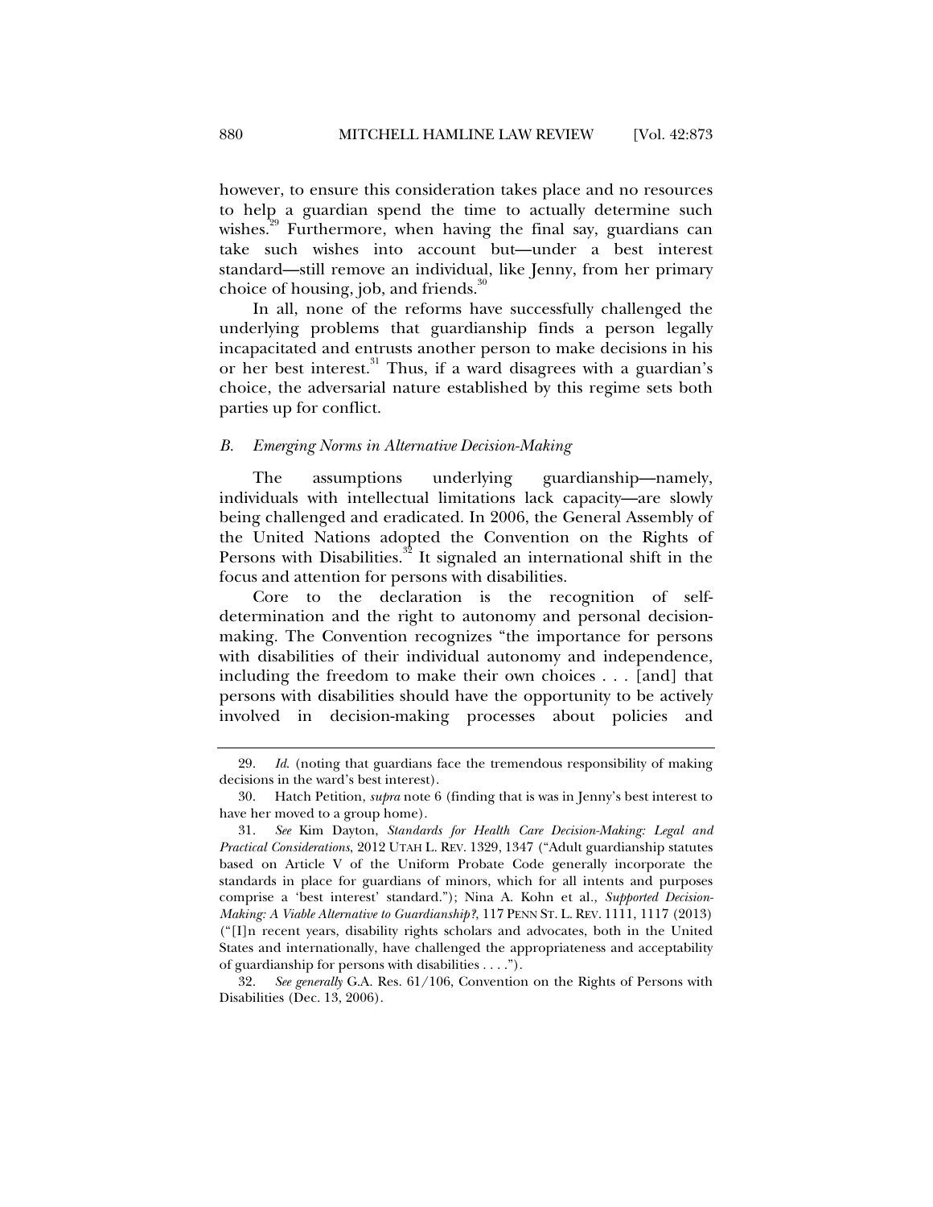however, to ensure this consideration takes place and no resources to help a guardian spend the time to actually determine such wishes.[29] Furthermore, when having the final say, guardians can take such wishes into account but—under a best interest standard—still remove an individual, like Jenny, from her primary choice of housing, job, and friends.[30]

In all, none of the reforms have successfully challenged the underlying problems that guardianship finds a person legally incapacitated and entrusts another person to make decisions in his or her best interest.[31] Thus, if a ward disagrees with a guardian's choice, the adversarial nature established by this regime sets both parties up for conflict.

### *B. Emerging Norms in Alternative Decision-Making*

The assumptions underlying guardianship—namely, individuals with intellectual limitations lack capacity—are slowly being challenged and eradicated. In 2006, the General Assembly of the United Nations adopted the Convention on the Rights of Persons with Disabilities.[32] It signaled an international shift in the focus and attention for persons with disabilities.

Core to the declaration is the recognition of self-determination and the right to autonomy and personal decision-making. The Convention recognizes "the importance for persons with disabilities of their individual autonomy and independence, including the freedom to make their own choices . . . [and] that persons with disabilities should have the opportunity to be actively involved in decision-making processes about policies and

---

29. *Id.* (noting that guardians face the tremendous responsibility of making decisions in the ward's best interest).

30. Hatch Petition, *supra* note 6 (finding that is was in Jenny's best interest to have her moved to a group home).

31. *See* Kim Dayton, *Standards for Health Care Decision-Making: Legal and Practical Considerations*, 2012 UTAH L. REV. 1329, 1347 ("Adult guardianship statutes based on Article V of the Uniform Probate Code generally incorporate the standards in place for guardians of minors, which for all intents and purposes comprise a 'best interest' standard."); Nina A. Kohn et al., *Supported Decision-Making: A Viable Alternative to Guardianship?*, 117 PENN ST. L. REV. 1111, 1117 (2013) ("[I]n recent years, disability rights scholars and advocates, both in the United States and internationally, have challenged the appropriateness and acceptability of guardianship for persons with disabilities . . . .").

32. *See generally* G.A. Res. 61/106, Convention on the Rights of Persons with Disabilities (Dec. 13, 2006).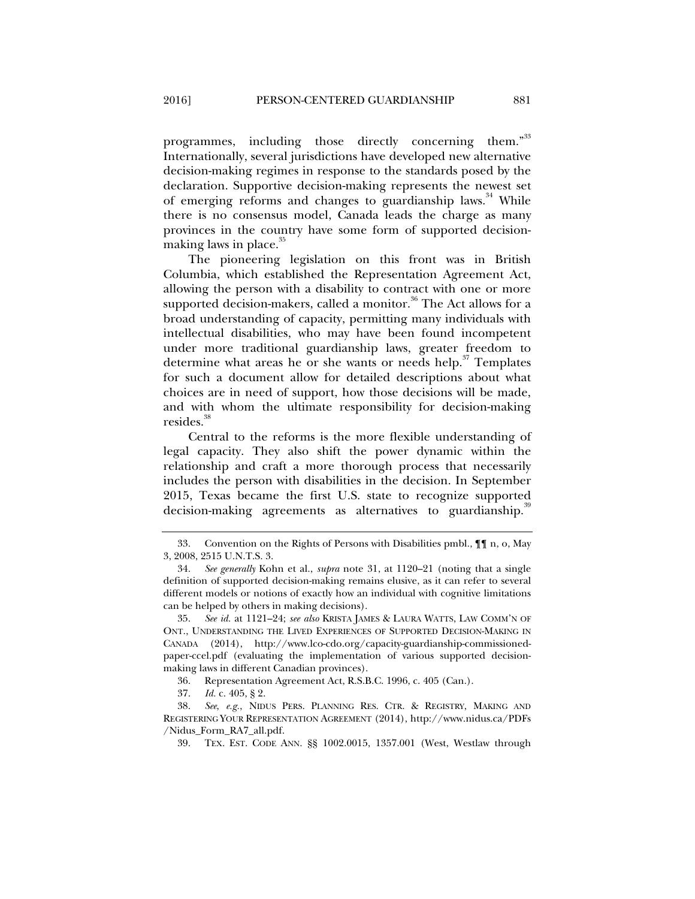programmes, including those directly concerning them."[33] Internationally, several jurisdictions have developed new alternative decision-making regimes in response to the standards posed by the declaration. Supportive decision-making represents the newest set of emerging reforms and changes to guardianship laws.[34] While there is no consensus model, Canada leads the charge as many provinces in the country have some form of supported decision-making laws in place.[35]

The pioneering legislation on this front was in British Columbia, which established the Representation Agreement Act, allowing the person with a disability to contract with one or more supported decision-makers, called a monitor.[36] The Act allows for a broad understanding of capacity, permitting many individuals with intellectual disabilities, who may have been found incompetent under more traditional guardianship laws, greater freedom to determine what areas he or she wants or needs help.[37] Templates for such a document allow for detailed descriptions about what choices are in need of support, how those decisions will be made, and with whom the ultimate responsibility for decision-making resides.[38]

Central to the reforms is the more flexible understanding of legal capacity. They also shift the power dynamic within the relationship and craft a more thorough process that necessarily includes the person with disabilities in the decision. In September 2015, Texas became the first U.S. state to recognize supported decision-making agreements as alternatives to guardianship.[39]

---

33. Convention on the Rights of Persons with Disabilities pmbl., ¶¶ n, o, May 3, 2008, 2515 U.N.T.S. 3.

34. *See generally* Kohn et al., *supra* note 31, at 1120–21 (noting that a single definition of supported decision-making remains elusive, as it can refer to several different models or notions of exactly how an individual with cognitive limitations can be helped by others in making decisions).

35. *See id.* at 1121–24; *see also* KRISTA JAMES & LAURA WATTS, LAW COMM'N OF ONT., UNDERSTANDING THE LIVED EXPERIENCES OF SUPPORTED DECISION-MAKING IN CANADA (2014), http://www.lco-cdo.org/capacity-guardianship-commissioned-paper-ccel.pdf (evaluating the implementation of various supported decision-making laws in different Canadian provinces).

36. Representation Agreement Act, R.S.B.C. 1996, c. 405 (Can.).

37. *Id.* c. 405, § 2.

38. *See, e.g.*, NIDUS PERS. PLANNING RES. CTR. & REGISTRY, MAKING AND REGISTERING YOUR REPRESENTATION AGREEMENT (2014), http://www.nidus.ca/PDFs/Nidus_Form_RA7_all.pdf.

39. TEX. EST. CODE ANN. §§ 1002.0015, 1357.001 (West, Westlaw through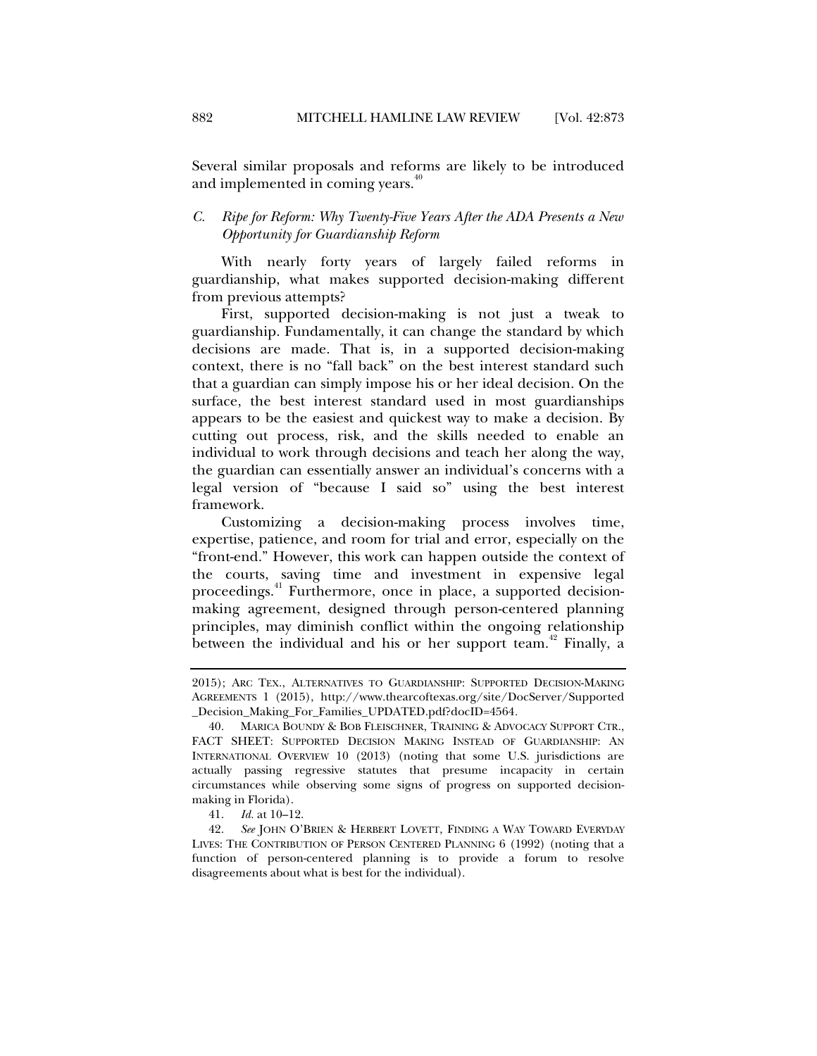Several similar proposals and reforms are likely to be introduced and implemented in coming years.[40]

### *C. Ripe for Reform: Why Twenty-Five Years After the ADA Presents a New Opportunity for Guardianship Reform*

With nearly forty years of largely failed reforms in guardianship, what makes supported decision-making different from previous attempts?

First, supported decision-making is not just a tweak to guardianship. Fundamentally, it can change the standard by which decisions are made. That is, in a supported decision-making context, there is no "fall back" on the best interest standard such that a guardian can simply impose his or her ideal decision. On the surface, the best interest standard used in most guardianships appears to be the easiest and quickest way to make a decision. By cutting out process, risk, and the skills needed to enable an individual to work through decisions and teach her along the way, the guardian can essentially answer an individual's concerns with a legal version of "because I said so" using the best interest framework.

Customizing a decision-making process involves time, expertise, patience, and room for trial and error, especially on the "front-end." However, this work can happen outside the context of the courts, saving time and investment in expensive legal proceedings.[41] Furthermore, once in place, a supported decision-making agreement, designed through person-centered planning principles, may diminish conflict within the ongoing relationship between the individual and his or her support team.[42] Finally, a

---

2015); ARC TEX., ALTERNATIVES TO GUARDIANSHIP: SUPPORTED DECISION-MAKING AGREEMENTS 1 (2015), http://www.thearcoftexas.org/site/DocServer/Supported_Decision_Making_For_Families_UPDATED.pdf?docID=4564.

40. MARICA BOUNDY & BOB FLEISCHNER, TRAINING & ADVOCACY SUPPORT CTR., FACT SHEET: SUPPORTED DECISION MAKING INSTEAD OF GUARDIANSHIP: AN INTERNATIONAL OVERVIEW 10 (2013) (noting that some U.S. jurisdictions are actually passing regressive statutes that presume incapacity in certain circumstances while observing some signs of progress on supported decision-making in Florida).

41. *Id.* at 10–12.

42. *See* JOHN O'BRIEN & HERBERT LOVETT, FINDING A WAY TOWARD EVERYDAY LIVES: THE CONTRIBUTION OF PERSON CENTERED PLANNING 6 (1992) (noting that a function of person-centered planning is to provide a forum to resolve disagreements about what is best for the individual).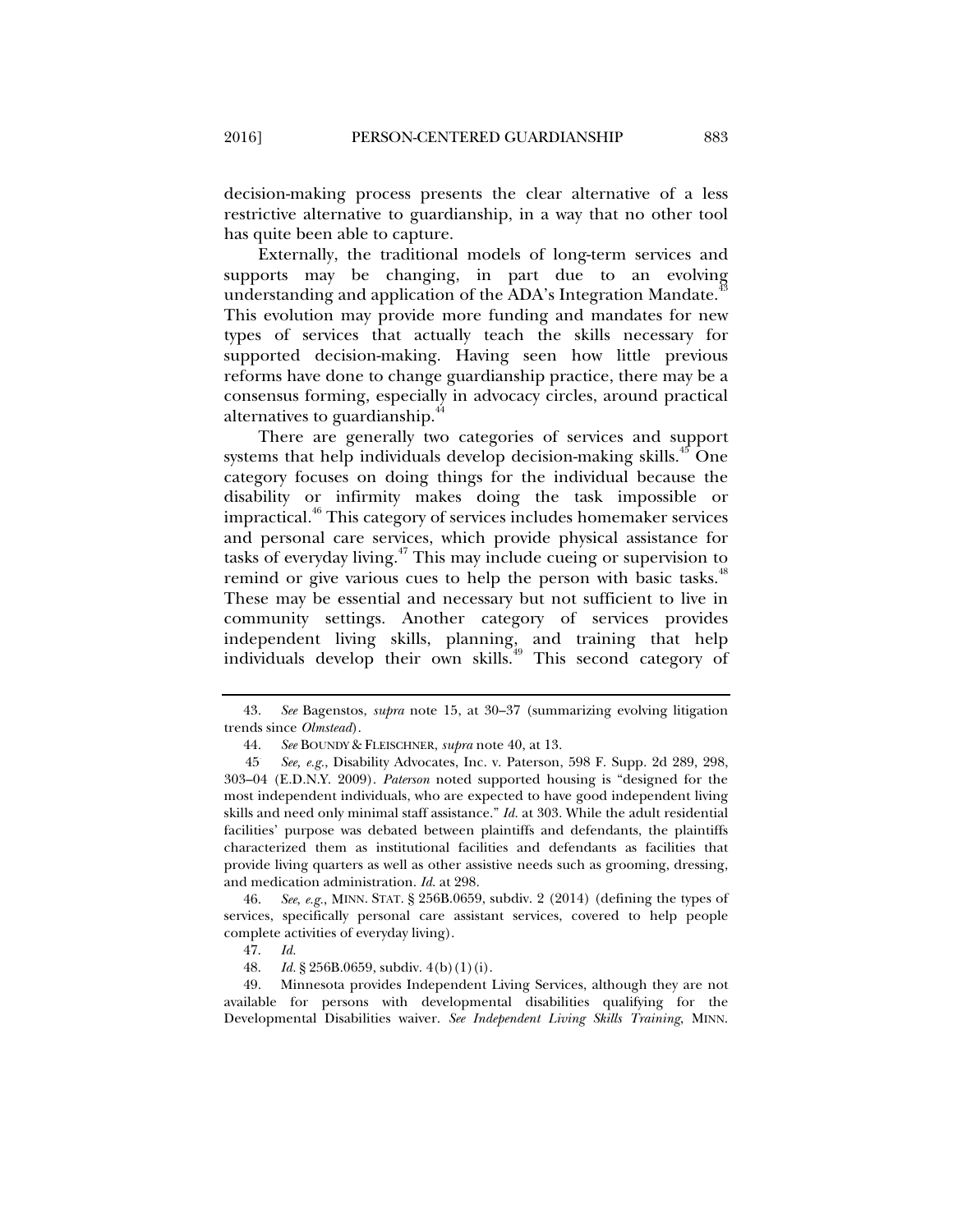decision-making process presents the clear alternative of a less restrictive alternative to guardianship, in a way that no other tool has quite been able to capture.

Externally, the traditional models of long-term services and supports may be changing, in part due to an evolving understanding and application of the ADA's Integration Mandate.[43] This evolution may provide more funding and mandates for new types of services that actually teach the skills necessary for supported decision-making. Having seen how little previous reforms have done to change guardianship practice, there may be a consensus forming, especially in advocacy circles, around practical alternatives to guardianship.[44]

There are generally two categories of services and support systems that help individuals develop decision-making skills.[45] One category focuses on doing things for the individual because the disability or infirmity makes doing the task impossible or impractical.[46] This category of services includes homemaker services and personal care services, which provide physical assistance for tasks of everyday living.[47] This may include cueing or supervision to remind or give various cues to help the person with basic tasks.[48] These may be essential and necessary but not sufficient to live in community settings. Another category of services provides independent living skills, planning, and training that help individuals develop their own skills.[49] This second category of

---

43. *See* Bagenstos, *supra* note 15, at 30–37 (summarizing evolving litigation trends since *Olmstead*).

44. *See* BOUNDY & FLEISCHNER, *supra* note 40, at 13.

45 *See, e.g.*, Disability Advocates, Inc. v. Paterson, 598 F. Supp. 2d 289, 298, 303–04 (E.D.N.Y. 2009). *Paterson* noted supported housing is "designed for the most independent individuals, who are expected to have good independent living skills and need only minimal staff assistance." *Id.* at 303. While the adult residential facilities' purpose was debated between plaintiffs and defendants, the plaintiffs characterized them as institutional facilities and defendants as facilities that provide living quarters as well as other assistive needs such as grooming, dressing, and medication administration. *Id.* at 298.

46. *See, e.g.*, MINN. STAT. § 256B.0659, subdiv. 2 (2014) (defining the types of services, specifically personal care assistant services, covered to help people complete activities of everyday living).

47. *Id.*

48. *Id.* § 256B.0659, subdiv. 4(b)(1)(i).

49. Minnesota provides Independent Living Services, although they are not available for persons with developmental disabilities qualifying for the Developmental Disabilities waiver. *See Independent Living Skills Training*, MINN.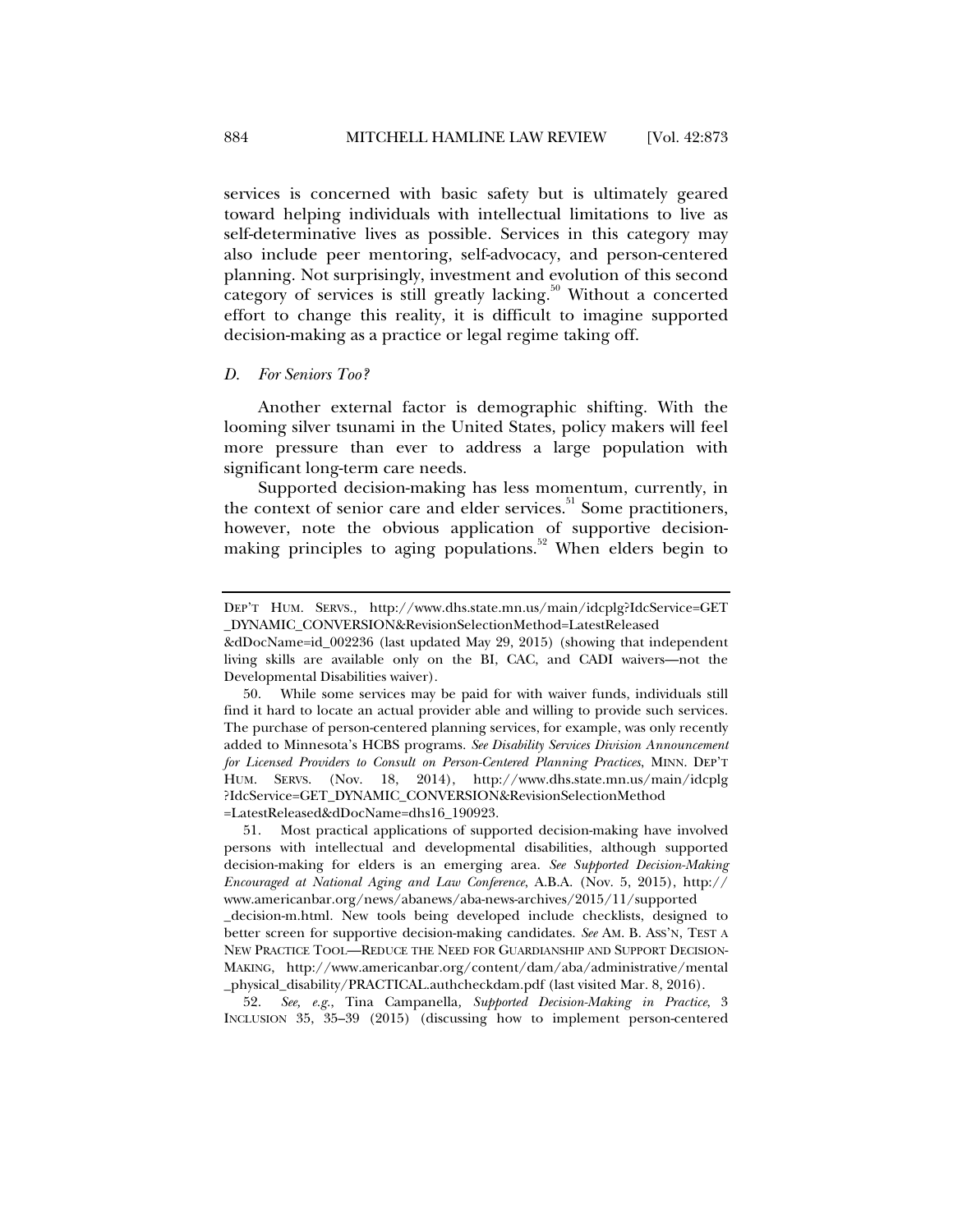services is concerned with basic safety but is ultimately geared toward helping individuals with intellectual limitations to live as self-determinative lives as possible. Services in this category may also include peer mentoring, self-advocacy, and person-centered planning. Not surprisingly, investment and evolution of this second category of services is still greatly lacking.[50] Without a concerted effort to change this reality, it is difficult to imagine supported decision-making as a practice or legal regime taking off.

### *D. For Seniors Too?*

Another external factor is demographic shifting. With the looming silver tsunami in the United States, policy makers will feel more pressure than ever to address a large population with significant long-term care needs.

Supported decision-making has less momentum, currently, in the context of senior care and elder services.[51] Some practitioners, however, note the obvious application of supportive decision-making principles to aging populations.[52] When elders begin to

---

DEP'T HUM. SERVS., http://www.dhs.state.mn.us/main/idcplg?IdcService=GET_DYNAMIC_CONVERSION&RevisionSelectionMethod=LatestReleased&dDocName=id_002236 (last updated May 29, 2015) (showing that independent living skills are available only on the BI, CAC, and CADI waivers—not the Developmental Disabilities waiver).

50. While some services may be paid for with waiver funds, individuals still find it hard to locate an actual provider able and willing to provide such services. The purchase of person-centered planning services, for example, was only recently added to Minnesota's HCBS programs. *See Disability Services Division Announcement for Licensed Providers to Consult on Person-Centered Planning Practices*, MINN. DEP'T HUM. SERVS. (Nov. 18, 2014), http://www.dhs.state.mn.us/main/idcplg?IdcService=GET_DYNAMIC_CONVERSION&RevisionSelectionMethod=LatestReleased&dDocName=dhs16_190923.

51. Most practical applications of supported decision-making have involved persons with intellectual and developmental disabilities, although supported decision-making for elders is an emerging area. *See Supported Decision-Making Encouraged at National Aging and Law Conference*, A.B.A. (Nov. 5, 2015), http://www.americanbar.org/news/abanews/aba-news-archives/2015/11/supported_decision-m.html. New tools being developed include checklists, designed to better screen for supportive decision-making candidates. *See* AM. B. ASS'N, TEST A NEW PRACTICE TOOL—REDUCE THE NEED FOR GUARDIANSHIP AND SUPPORT DECISION-MAKING, http://www.americanbar.org/content/dam/aba/administrative/mental_physical_disability/PRACTICAL.authcheckdam.pdf (last visited Mar. 8, 2016).

52. *See, e.g.*, Tina Campanella, *Supported Decision-Making in Practice*, 3 INCLUSION 35, 35–39 (2015) (discussing how to implement person-centered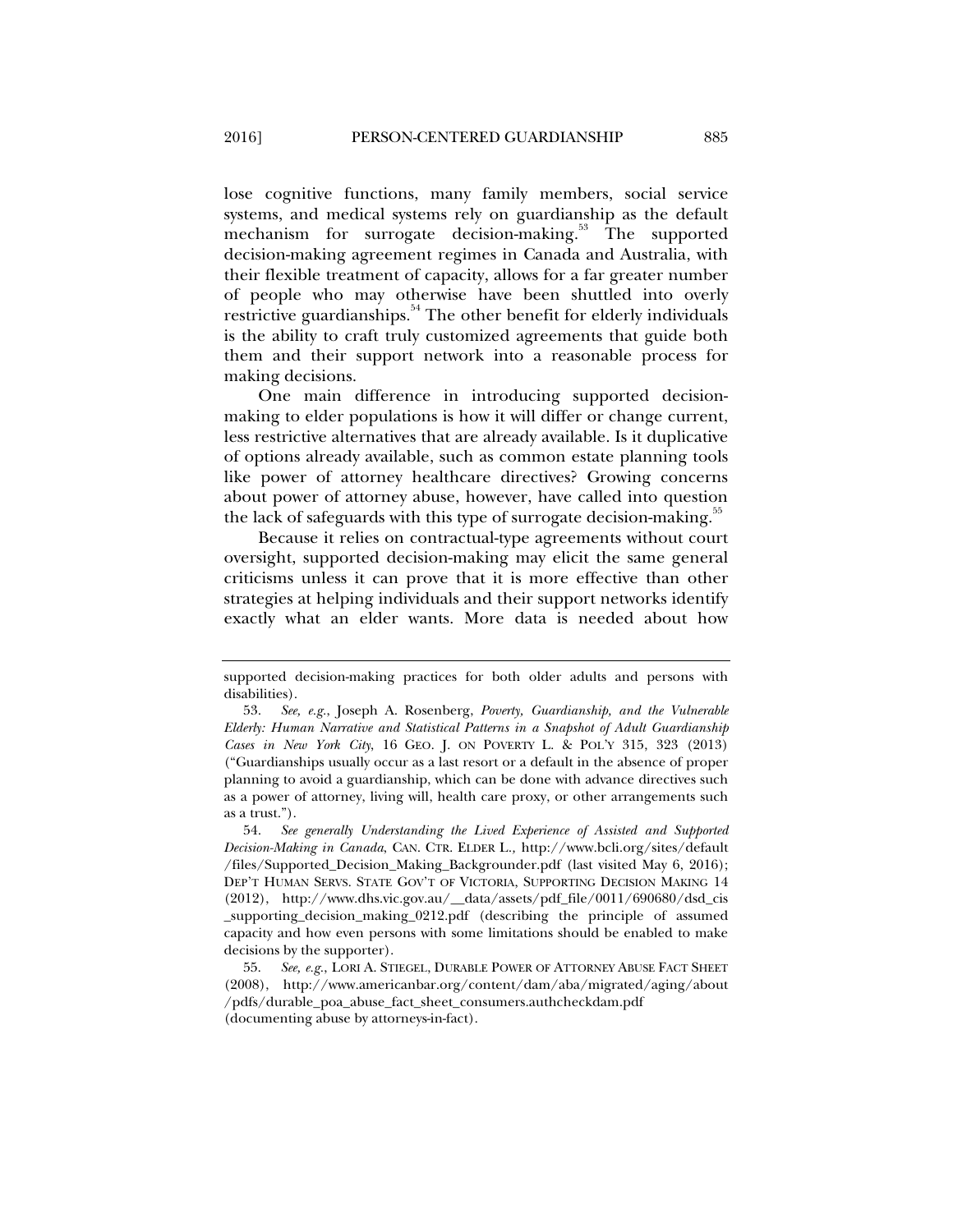lose cognitive functions, many family members, social service systems, and medical systems rely on guardianship as the default mechanism for surrogate decision-making.[53] The supported decision-making agreement regimes in Canada and Australia, with their flexible treatment of capacity, allows for a far greater number of people who may otherwise have been shuttled into overly restrictive guardianships.[54] The other benefit for elderly individuals is the ability to craft truly customized agreements that guide both them and their support network into a reasonable process for making decisions.

One main difference in introducing supported decision-making to elder populations is how it will differ or change current, less restrictive alternatives that are already available. Is it duplicative of options already available, such as common estate planning tools like power of attorney healthcare directives? Growing concerns about power of attorney abuse, however, have called into question the lack of safeguards with this type of surrogate decision-making.[55]

Because it relies on contractual-type agreements without court oversight, supported decision-making may elicit the same general criticisms unless it can prove that it is more effective than other strategies at helping individuals and their support networks identify exactly what an elder wants. More data is needed about how

---

supported decision-making practices for both older adults and persons with disabilities).

53. *See, e.g.*, Joseph A. Rosenberg, *Poverty, Guardianship, and the Vulnerable Elderly: Human Narrative and Statistical Patterns in a Snapshot of Adult Guardianship Cases in New York City*, 16 GEO. J. ON POVERTY L. & POL'Y 315, 323 (2013) ("Guardianships usually occur as a last resort or a default in the absence of proper planning to avoid a guardianship, which can be done with advance directives such as a power of attorney, living will, health care proxy, or other arrangements such as a trust.").

54. *See generally Understanding the Lived Experience of Assisted and Supported Decision-Making in Canada*, CAN. CTR. ELDER L., http://www.bcli.org/sites/default/files/Supported_Decision_Making_Backgrounder.pdf (last visited May 6, 2016); DEP'T HUMAN SERVS. STATE GOV'T OF VICTORIA, SUPPORTING DECISION MAKING 14 (2012), http://www.dhs.vic.gov.au/__data/assets/pdf_file/0011/690680/dsd_cis_supporting_decision_making_0212.pdf (describing the principle of assumed capacity and how even persons with some limitations should be enabled to make decisions by the supporter).

55. *See, e.g.*, LORI A. STIEGEL, DURABLE POWER OF ATTORNEY ABUSE FACT SHEET (2008), http://www.americanbar.org/content/dam/aba/migrated/aging/about/pdfs/durable_poa_abuse_fact_sheet_consumers.authcheckdam.pdf (documenting abuse by attorneys-in-fact).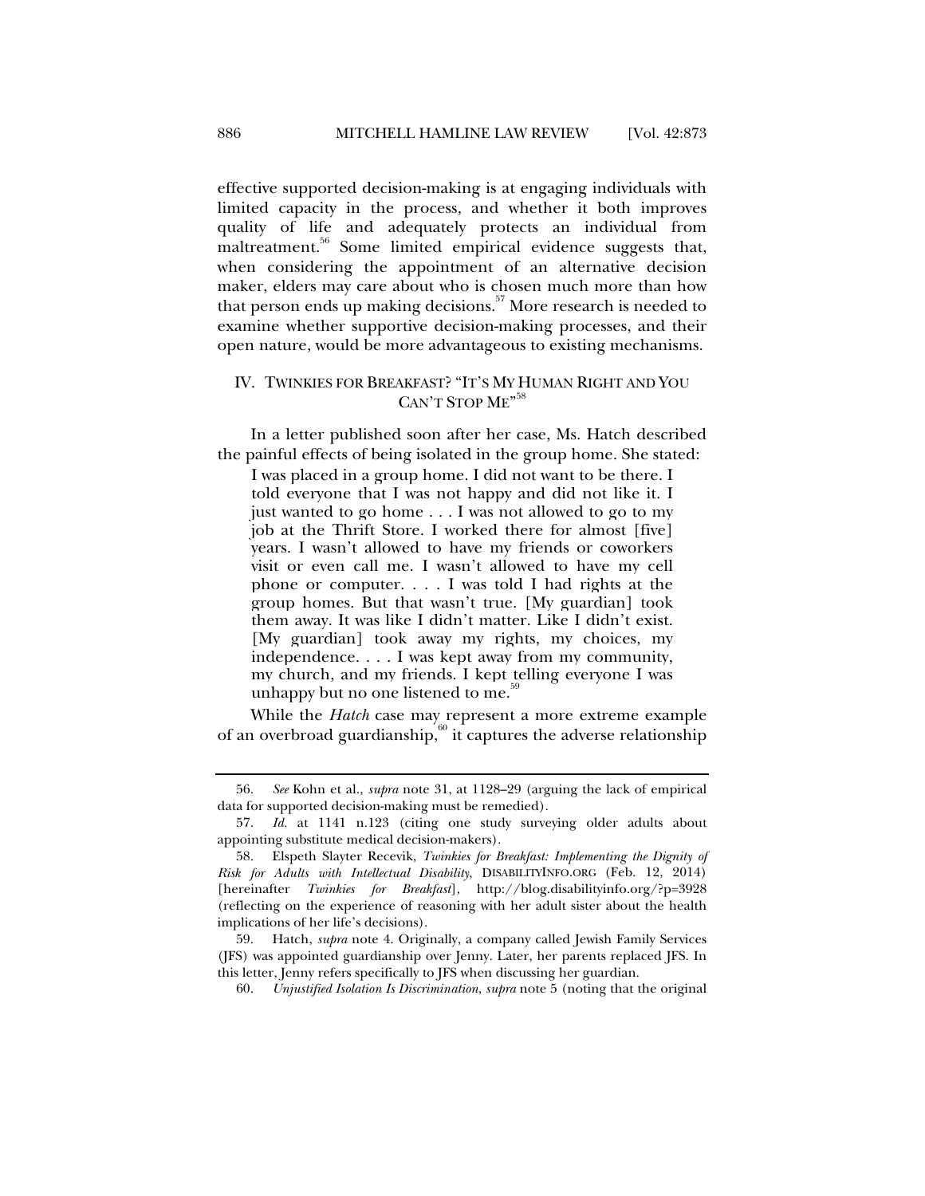effective supported decision-making is at engaging individuals with limited capacity in the process, and whether it both improves quality of life and adequately protects an individual from maltreatment.[56] Some limited empirical evidence suggests that, when considering the appointment of an alternative decision maker, elders may care about who is chosen much more than how that person ends up making decisions.[57] More research is needed to examine whether supportive decision-making processes, and their open nature, would be more advantageous to existing mechanisms.

## IV. TWINKIES FOR BREAKFAST? "IT'S MY HUMAN RIGHT AND YOU CAN'T STOP ME"[58]

In a letter published soon after her case, Ms. Hatch described the painful effects of being isolated in the group home. She stated:

> I was placed in a group home. I did not want to be there. I told everyone that I was not happy and did not like it. I just wanted to go home . . . I was not allowed to go to my job at the Thrift Store. I worked there for almost [five] years. I wasn't allowed to have my friends or coworkers visit or even call me. I wasn't allowed to have my cell phone or computer. . . . I was told I had rights at the group homes. But that wasn't true. [My guardian] took them away. It was like I didn't matter. Like I didn't exist. [My guardian] took away my rights, my choices, my independence. . . . I was kept away from my community, my church, and my friends. I kept telling everyone I was unhappy but no one listened to me.[59]

While the *Hatch* case may represent a more extreme example of an overbroad guardianship,[60] it captures the adverse relationship

---

56. *See* Kohn et al., *supra* note 31, at 1128–29 (arguing the lack of empirical data for supported decision-making must be remedied).

57. *Id.* at 1141 n.123 (citing one study surveying older adults about appointing substitute medical decision-makers).

58. Elspeth Slayter Recevik, *Twinkies for Breakfast: Implementing the Dignity of Risk for Adults with Intellectual Disability*, DISABILITYINFO.ORG (Feb. 12, 2014) [hereinafter *Twinkies for Breakfast*], http://blog.disabilityinfo.org/?p=3928 (reflecting on the experience of reasoning with her adult sister about the health implications of her life's decisions).

59. Hatch, *supra* note 4. Originally, a company called Jewish Family Services (JFS) was appointed guardianship over Jenny. Later, her parents replaced JFS. In this letter, Jenny refers specifically to JFS when discussing her guardian.

60. *Unjustified Isolation Is Discrimination*, *supra* note 5 (noting that the original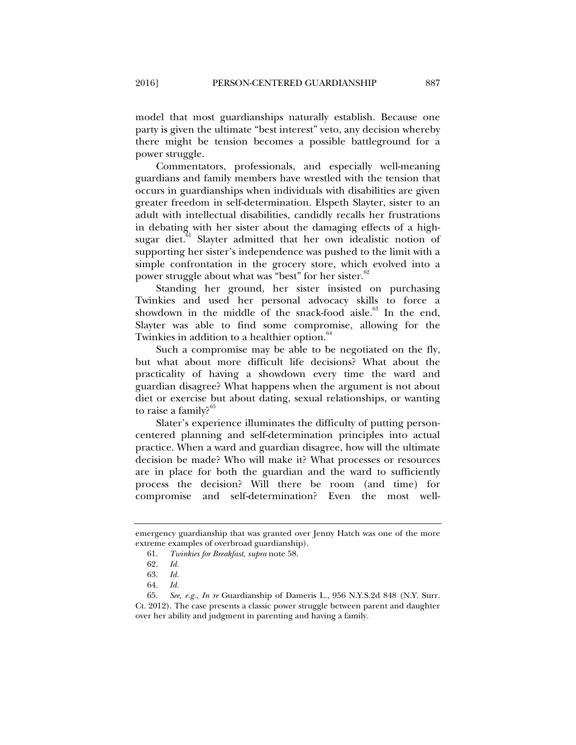model that most guardianships naturally establish. Because one party is given the ultimate "best interest" veto, any decision whereby there might be tension becomes a possible battleground for a power struggle.

Commentators, professionals, and especially well-meaning guardians and family members have wrestled with the tension that occurs in guardianships when individuals with disabilities are given greater freedom in self-determination. Elspeth Slayter, sister to an adult with intellectual disabilities, candidly recalls her frustrations in debating with her sister about the damaging effects of a high-sugar diet.[61] Slayter admitted that her own idealistic notion of supporting her sister's independence was pushed to the limit with a simple confrontation in the grocery store, which evolved into a power struggle about what was "best" for her sister.[62]

Standing her ground, her sister insisted on purchasing Twinkies and used her personal advocacy skills to force a showdown in the middle of the snack-food aisle.[63] In the end, Slayter was able to find some compromise, allowing for the Twinkies in addition to a healthier option.[64]

Such a compromise may be able to be negotiated on the fly, but what about more difficult life decisions? What about the practicality of having a showdown every time the ward and guardian disagree? What happens when the argument is not about diet or exercise but about dating, sexual relationships, or wanting to raise a family?[65]

Slater's experience illuminates the difficulty of putting person-centered planning and self-determination principles into actual practice. When a ward and guardian disagree, how will the ultimate decision be made? Who will make it? What processes or resources are in place for both the guardian and the ward to sufficiently process the decision? Will there be room (and time) for compromise and self-determination? Even the most well-

---

emergency guardianship that was granted over Jenny Hatch was one of the more extreme examples of overbroad guardianship).

61. *Twinkies for Breakfast*, *supra* note 58.

62. *Id.*

63. *Id.*

64. *Id.*

65. *See, e.g.*, *In re* Guardianship of Dameris L., 956 N.Y.S.2d 848 (N.Y. Surr. Ct. 2012). The case presents a classic power struggle between parent and daughter over her ability and judgment in parenting and having a family.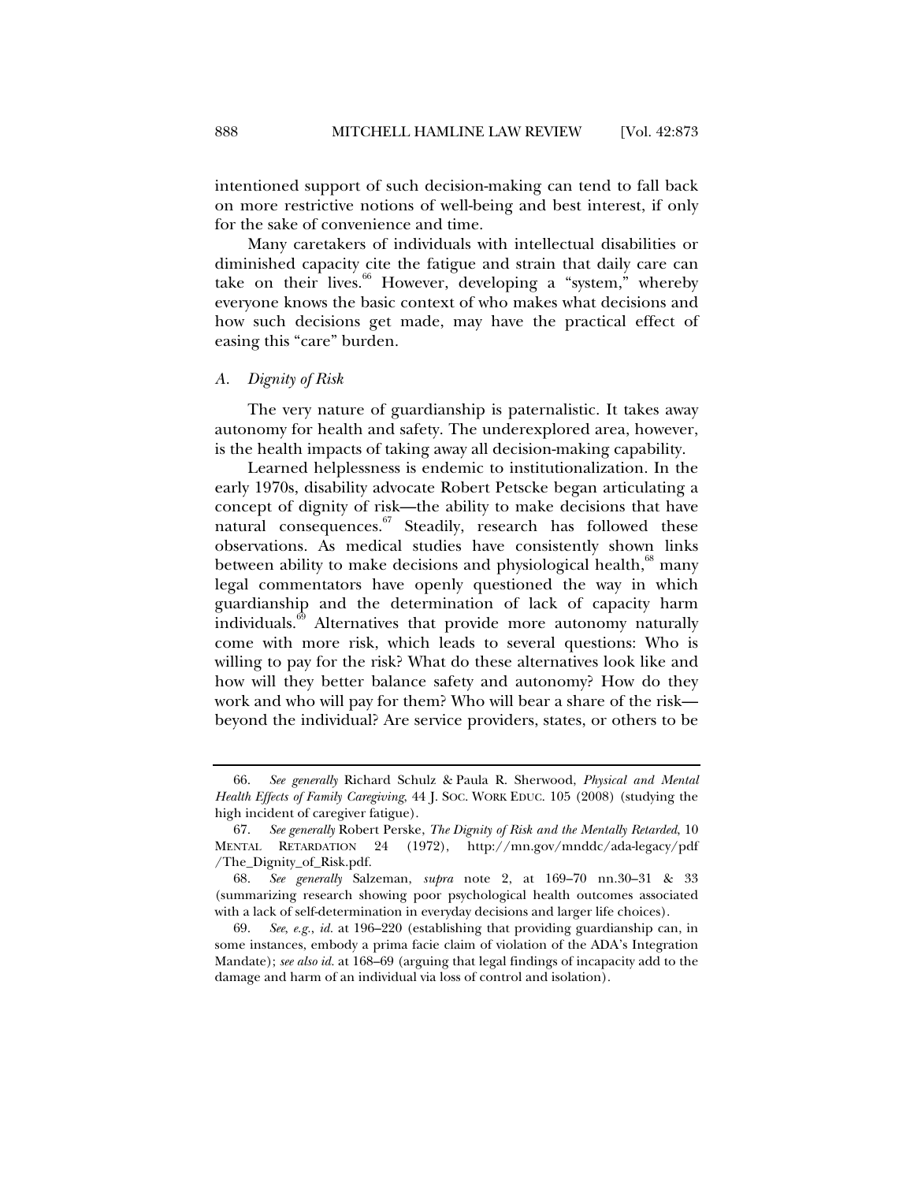intentioned support of such decision-making can tend to fall back on more restrictive notions of well-being and best interest, if only for the sake of convenience and time.

Many caretakers of individuals with intellectual disabilities or diminished capacity cite the fatigue and strain that daily care can take on their lives.[66] However, developing a "system," whereby everyone knows the basic context of who makes what decisions and how such decisions get made, may have the practical effect of easing this "care" burden.

### *A. Dignity of Risk*

The very nature of guardianship is paternalistic. It takes away autonomy for health and safety. The underexplored area, however, is the health impacts of taking away all decision-making capability.

Learned helplessness is endemic to institutionalization. In the early 1970s, disability advocate Robert Petscke began articulating a concept of dignity of risk—the ability to make decisions that have natural consequences.[67] Steadily, research has followed these observations. As medical studies have consistently shown links between ability to make decisions and physiological health,[68] many legal commentators have openly questioned the way in which guardianship and the determination of lack of capacity harm individuals.[69] Alternatives that provide more autonomy naturally come with more risk, which leads to several questions: Who is willing to pay for the risk? What do these alternatives look like and how will they better balance safety and autonomy? How do they work and who will pay for them? Who will bear a share of the risk—beyond the individual? Are service providers, states, or others to be

---

66. *See generally* Richard Schulz & Paula R. Sherwood, *Physical and Mental Health Effects of Family Caregiving*, 44 J. SOC. WORK EDUC. 105 (2008) (studying the high incident of caregiver fatigue).

67. *See generally* Robert Perske, *The Dignity of Risk and the Mentally Retarded*, 10 MENTAL RETARDATION 24 (1972), http://mn.gov/mnddc/ada-legacy/pdf/The_Dignity_of_Risk.pdf.

68. *See generally* Salzeman, *supra* note 2, at 169–70 nn.30–31 & 33 (summarizing research showing poor psychological health outcomes associated with a lack of self-determination in everyday decisions and larger life choices).

69. *See, e.g.*, *id.* at 196–220 (establishing that providing guardianship can, in some instances, embody a prima facie claim of violation of the ADA's Integration Mandate); *see also id.* at 168–69 (arguing that legal findings of incapacity add to the damage and harm of an individual via loss of control and isolation).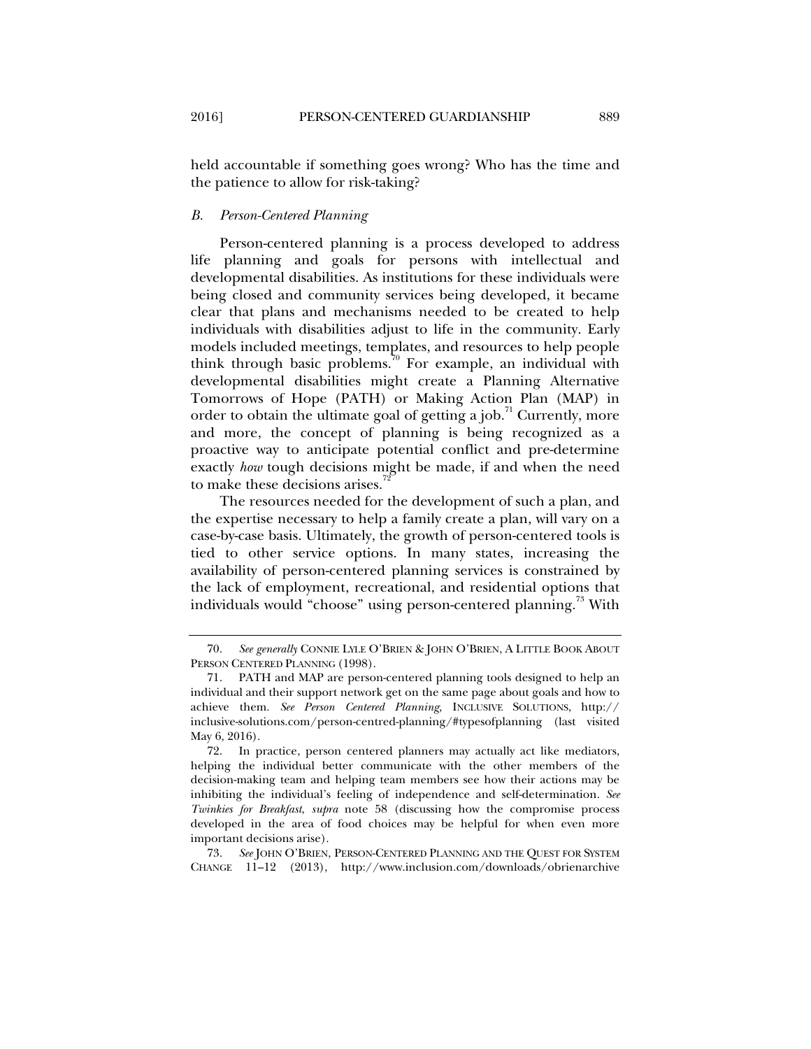held accountable if something goes wrong? Who has the time and the patience to allow for risk-taking?

### *B. Person-Centered Planning*

Person-centered planning is a process developed to address life planning and goals for persons with intellectual and developmental disabilities. As institutions for these individuals were being closed and community services being developed, it became clear that plans and mechanisms needed to be created to help individuals with disabilities adjust to life in the community. Early models included meetings, templates, and resources to help people think through basic problems.[70] For example, an individual with developmental disabilities might create a Planning Alternative Tomorrows of Hope (PATH) or Making Action Plan (MAP) in order to obtain the ultimate goal of getting a job.[71] Currently, more and more, the concept of planning is being recognized as a proactive way to anticipate potential conflict and pre-determine exactly *how* tough decisions might be made, if and when the need to make these decisions arises.[72]

The resources needed for the development of such a plan, and the expertise necessary to help a family create a plan, will vary on a case-by-case basis. Ultimately, the growth of person-centered tools is tied to other service options. In many states, increasing the availability of person-centered planning services is constrained by the lack of employment, recreational, and residential options that individuals would "choose" using person-centered planning.[73] With

---

70. *See generally* CONNIE LYLE O'BRIEN & JOHN O'BRIEN, A LITTLE BOOK ABOUT PERSON CENTERED PLANNING (1998).

71. PATH and MAP are person-centered planning tools designed to help an individual and their support network get on the same page about goals and how to achieve them. *See Person Centered Planning*, INCLUSIVE SOLUTIONS, http://inclusive-solutions.com/person-centred-planning/#typesofplanning (last visited May 6, 2016).

72. In practice, person centered planners may actually act like mediators, helping the individual better communicate with the other members of the decision-making team and helping team members see how their actions may be inhibiting the individual's feeling of independence and self-determination. *See Twinkies for Breakfast*, *supra* note 58 (discussing how the compromise process developed in the area of food choices may be helpful for when even more important decisions arise).

73. *See* JOHN O'BRIEN, PERSON-CENTERED PLANNING AND THE QUEST FOR SYSTEM CHANGE 11–12 (2013), http://www.inclusion.com/downloads/obrienarchive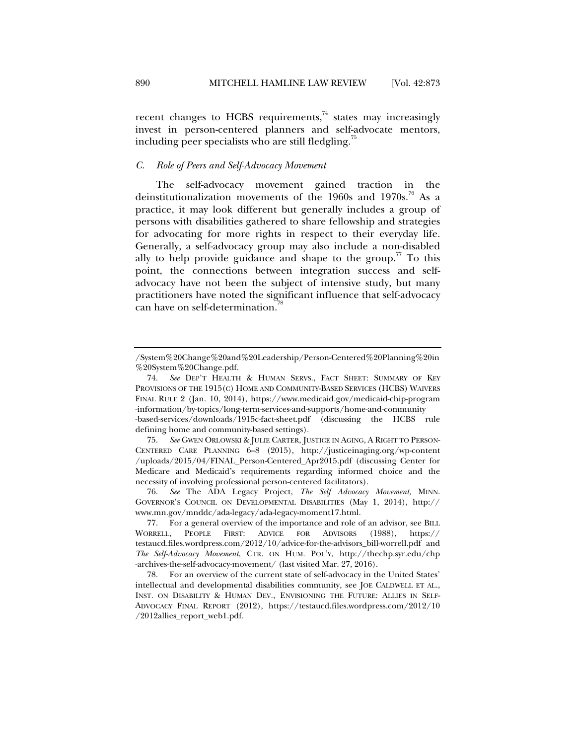recent changes to HCBS requirements,[74] states may increasingly invest in person-centered planners and self-advocate mentors, including peer specialists who are still fledgling.[75]

### *C. Role of Peers and Self-Advocacy Movement*

The self-advocacy movement gained traction in the deinstitutionalization movements of the 1960s and 1970s.[76] As a practice, it may look different but generally includes a group of persons with disabilities gathered to share fellowship and strategies for advocating for more rights in respect to their everyday life. Generally, a self-advocacy group may also include a non-disabled ally to help provide guidance and shape to the group.[77] To this point, the connections between integration success and self-advocacy have not been the subject of intensive study, but many practitioners have noted the significant influence that self-advocacy can have on self-determination.[78]

---

/System%20Change%20and%20Leadership/Person-Centered%20Planning%20in%20System%20Change.pdf.

74. *See* DEP'T HEALTH & HUMAN SERVS., FACT SHEET: SUMMARY OF KEY PROVISIONS OF THE 1915(C) HOME AND COMMUNITY-BASED SERVICES (HCBS) WAIVERS FINAL RULE 2 (Jan. 10, 2014), https://www.medicaid.gov/medicaid-chip-program-information/by-topics/long-term-services-and-supports/home-and-community-based-services/downloads/1915c-fact-sheet.pdf (discussing the HCBS rule defining home and community-based settings).

75. *See* GWEN ORLOWSKI & JULIE CARTER, JUSTICE IN AGING, A RIGHT TO PERSON-CENTERED CARE PLANNING 6–8 (2015), http://justiceinaging.org/wp-content/uploads/2015/04/FINAL_Person-Centered_Apr2015.pdf (discussing Center for Medicare and Medicaid's requirements regarding informed choice and the necessity of involving professional person-centered facilitators).

76. *See* The ADA Legacy Project, *The Self Advocacy Movement*, MINN. GOVERNOR'S COUNCIL ON DEVELOPMENTAL DISABILITIES (May 1, 2014), http://www.mn.gov/mnddc/ada-legacy/ada-legacy-moment17.html.

77. For a general overview of the importance and role of an advisor, see BILL WORRELL, PEOPLE FIRST: ADVICE FOR ADVISORS (1988), https://testaucd.files.wordpress.com/2012/10/advice-for-the-advisors_bill-worrell.pdf and *The Self-Advocacy Movement*, CTR. ON HUM. POL'Y, http://thechp.syr.edu/chp-archives-the-self-advocacy-movement/ (last visited Mar. 27, 2016).

78. For an overview of the current state of self-advocacy in the United States' intellectual and developmental disabilities community, see JOE CALDWELL ET AL., INST. ON DISABILITY & HUMAN DEV., ENVISIONING THE FUTURE: ALLIES IN SELF-ADVOCACY FINAL REPORT (2012), https://testaucd.files.wordpress.com/2012/10/2012allies_report_web1.pdf.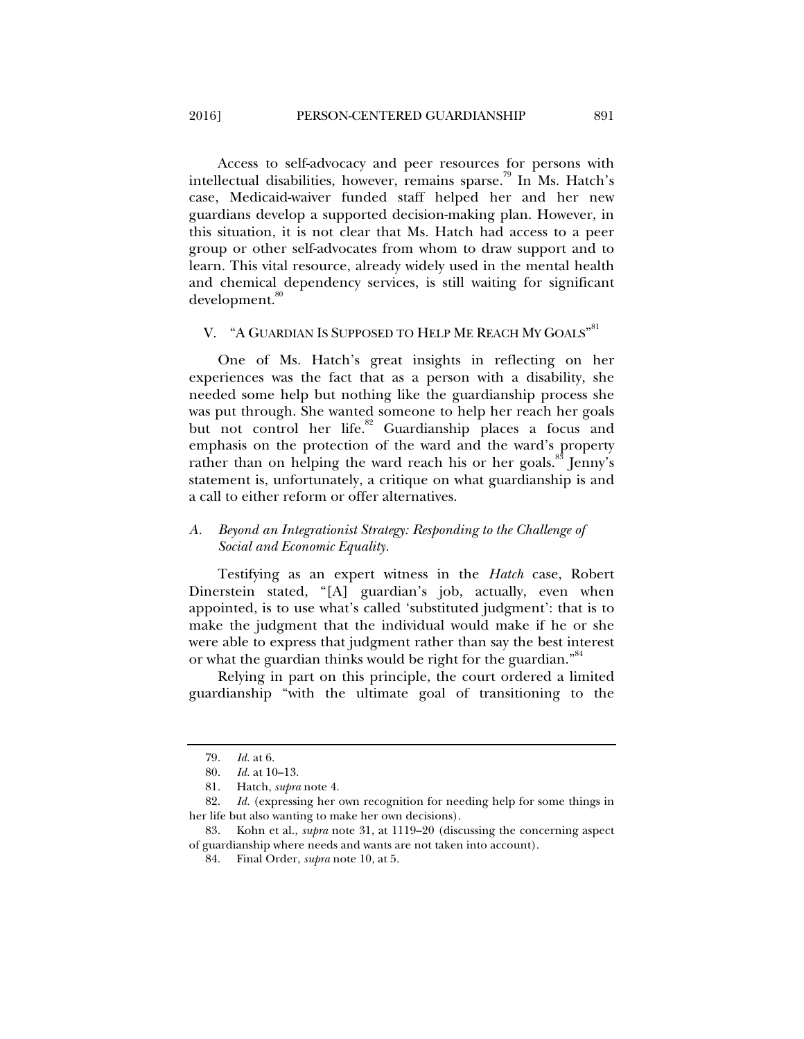Access to self-advocacy and peer resources for persons with intellectual disabilities, however, remains sparse.[79] In Ms. Hatch's case, Medicaid-waiver funded staff helped her and her new guardians develop a supported decision-making plan. However, in this situation, it is not clear that Ms. Hatch had access to a peer group or other self-advocates from whom to draw support and to learn. This vital resource, already widely used in the mental health and chemical dependency services, is still waiting for significant development.[80]

## V. "A GUARDIAN IS SUPPOSED TO HELP ME REACH MY GOALS"[81]

One of Ms. Hatch's great insights in reflecting on her experiences was the fact that as a person with a disability, she needed some help but nothing like the guardianship process she was put through. She wanted someone to help her reach her goals but not control her life.[82] Guardianship places a focus and emphasis on the protection of the ward and the ward's property rather than on helping the ward reach his or her goals.[83] Jenny's statement is, unfortunately, a critique on what guardianship is and a call to either reform or offer alternatives.

### *A. Beyond an Integrationist Strategy: Responding to the Challenge of Social and Economic Equality.*

Testifying as an expert witness in the *Hatch* case, Robert Dinerstein stated, "[A] guardian's job, actually, even when appointed, is to use what's called 'substituted judgment': that is to make the judgment that the individual would make if he or she were able to express that judgment rather than say the best interest or what the guardian thinks would be right for the guardian."[84]

Relying in part on this principle, the court ordered a limited guardianship "with the ultimate goal of transitioning to the

---

79. *Id.* at 6.

80. *Id.* at 10–13.

81. Hatch, *supra* note 4.

82. *Id.* (expressing her own recognition for needing help for some things in her life but also wanting to make her own decisions).

83. Kohn et al., *supra* note 31, at 1119–20 (discussing the concerning aspect of guardianship where needs and wants are not taken into account).

84. Final Order, *supra* note 10, at 5.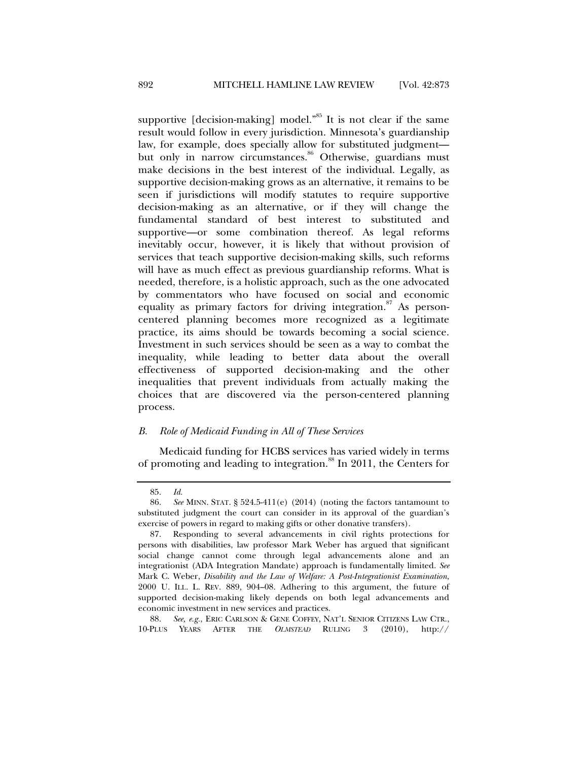supportive [decision-making] model."[85] It is not clear if the same result would follow in every jurisdiction. Minnesota's guardianship law, for example, does specially allow for substituted judgment—but only in narrow circumstances.[86] Otherwise, guardians must make decisions in the best interest of the individual. Legally, as supportive decision-making grows as an alternative, it remains to be seen if jurisdictions will modify statutes to require supportive decision-making as an alternative, or if they will change the fundamental standard of best interest to substituted and supportive—or some combination thereof. As legal reforms inevitably occur, however, it is likely that without provision of services that teach supportive decision-making skills, such reforms will have as much effect as previous guardianship reforms. What is needed, therefore, is a holistic approach, such as the one advocated by commentators who have focused on social and economic equality as primary factors for driving integration.[87] As person-centered planning becomes more recognized as a legitimate practice, its aims should be towards becoming a social science. Investment in such services should be seen as a way to combat the inequality, while leading to better data about the overall effectiveness of supported decision-making and the other inequalities that prevent individuals from actually making the choices that are discovered via the person-centered planning process.

### *B. Role of Medicaid Funding in All of These Services*

Medicaid funding for HCBS services has varied widely in terms of promoting and leading to integration.[88] In 2011, the Centers for

---

85. *Id.*

86. *See* MINN. STAT. § 524.5-411(e) (2014) (noting the factors tantamount to substituted judgment the court can consider in its approval of the guardian's exercise of powers in regard to making gifts or other donative transfers).

87. Responding to several advancements in civil rights protections for persons with disabilities, law professor Mark Weber has argued that significant social change cannot come through legal advancements alone and an integrationist (ADA Integration Mandate) approach is fundamentally limited. *See* Mark C. Weber, *Disability and the Law of Welfare: A Post-Integrationist Examination*, 2000 U. ILL. L. REV. 889, 904–08. Adhering to this argument, the future of supported decision-making likely depends on both legal advancements and economic investment in new services and practices.

88. *See, e.g.*, ERIC CARLSON & GENE COFFEY, NAT'L SENIOR CITIZENS LAW CTR., 10-PLUS YEARS AFTER THE *OLMSTEAD* RULING 3 (2010), http://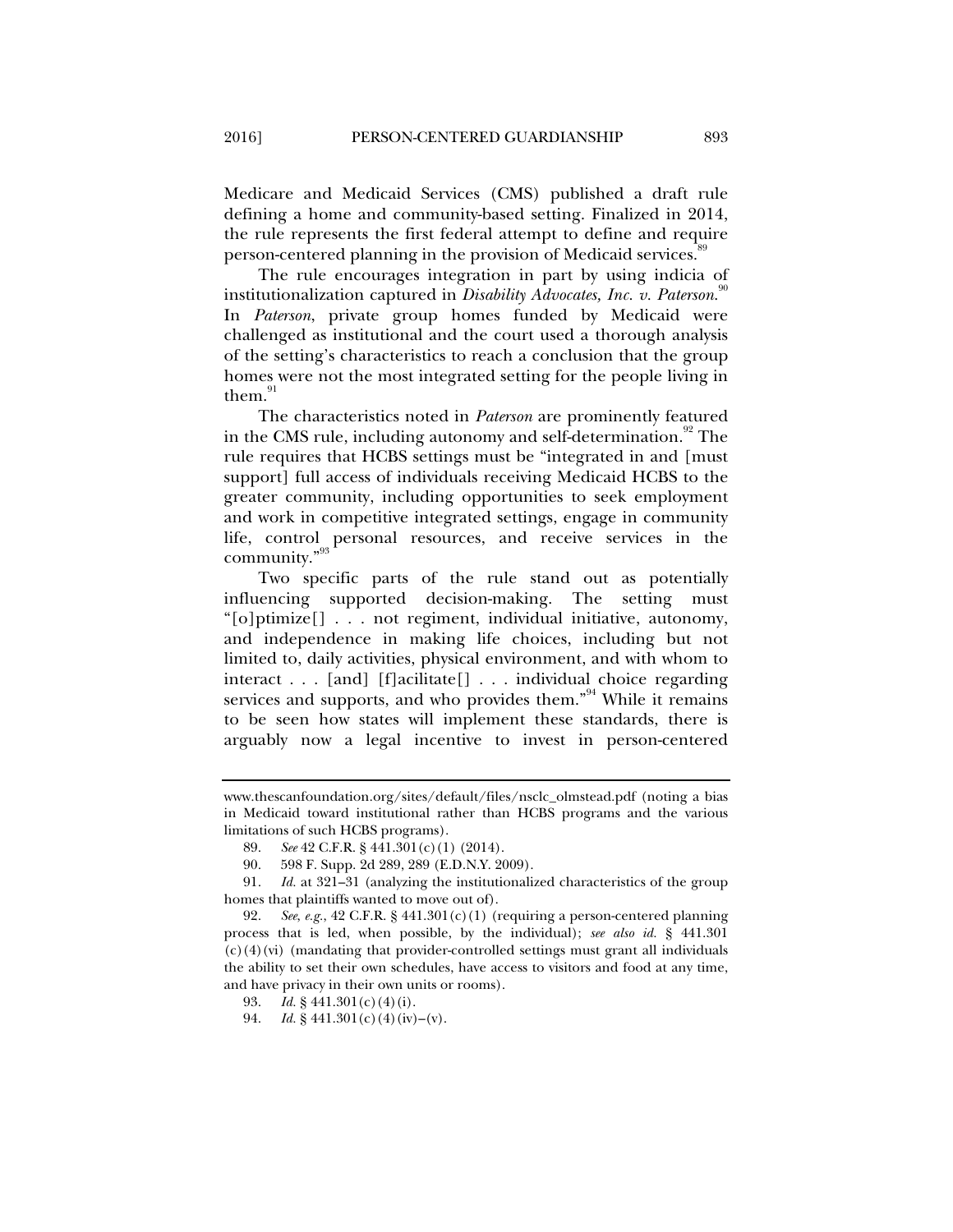Medicare and Medicaid Services (CMS) published a draft rule defining a home and community-based setting. Finalized in 2014, the rule represents the first federal attempt to define and require person-centered planning in the provision of Medicaid services.[89]

The rule encourages integration in part by using indicia of institutionalization captured in *Disability Advocates, Inc. v. Paterson*.[90] In *Paterson*, private group homes funded by Medicaid were challenged as institutional and the court used a thorough analysis of the setting's characteristics to reach a conclusion that the group homes were not the most integrated setting for the people living in them.[91]

The characteristics noted in *Paterson* are prominently featured in the CMS rule, including autonomy and self-determination.[92] The rule requires that HCBS settings must be "integrated in and [must support] full access of individuals receiving Medicaid HCBS to the greater community, including opportunities to seek employment and work in competitive integrated settings, engage in community life, control personal resources, and receive services in the community."[93]

Two specific parts of the rule stand out as potentially influencing supported decision-making. The setting must "[o]ptimize[] . . . not regiment, individual initiative, autonomy, and independence in making life choices, including but not limited to, daily activities, physical environment, and with whom to interact . . . [and] [f]acilitate[] . . . individual choice regarding services and supports, and who provides them."[94] While it remains to be seen how states will implement these standards, there is arguably now a legal incentive to invest in person-centered

---

www.thescanfoundation.org/sites/default/files/nsclc_olmstead.pdf (noting a bias in Medicaid toward institutional rather than HCBS programs and the various limitations of such HCBS programs).

89. *See* 42 C.F.R. § 441.301(c)(1) (2014).

90. 598 F. Supp. 2d 289, 289 (E.D.N.Y. 2009).

91. *Id.* at 321–31 (analyzing the institutionalized characteristics of the group homes that plaintiffs wanted to move out of).

92. *See, e.g.*, 42 C.F.R. § 441.301(c)(1) (requiring a person-centered planning process that is led, when possible, by the individual); *see also id.* § 441.301 (c)(4)(vi) (mandating that provider-controlled settings must grant all individuals the ability to set their own schedules, have access to visitors and food at any time, and have privacy in their own units or rooms).

93. *Id.* § 441.301(c)(4)(i).

94. *Id.* § 441.301(c)(4)(iv)–(v).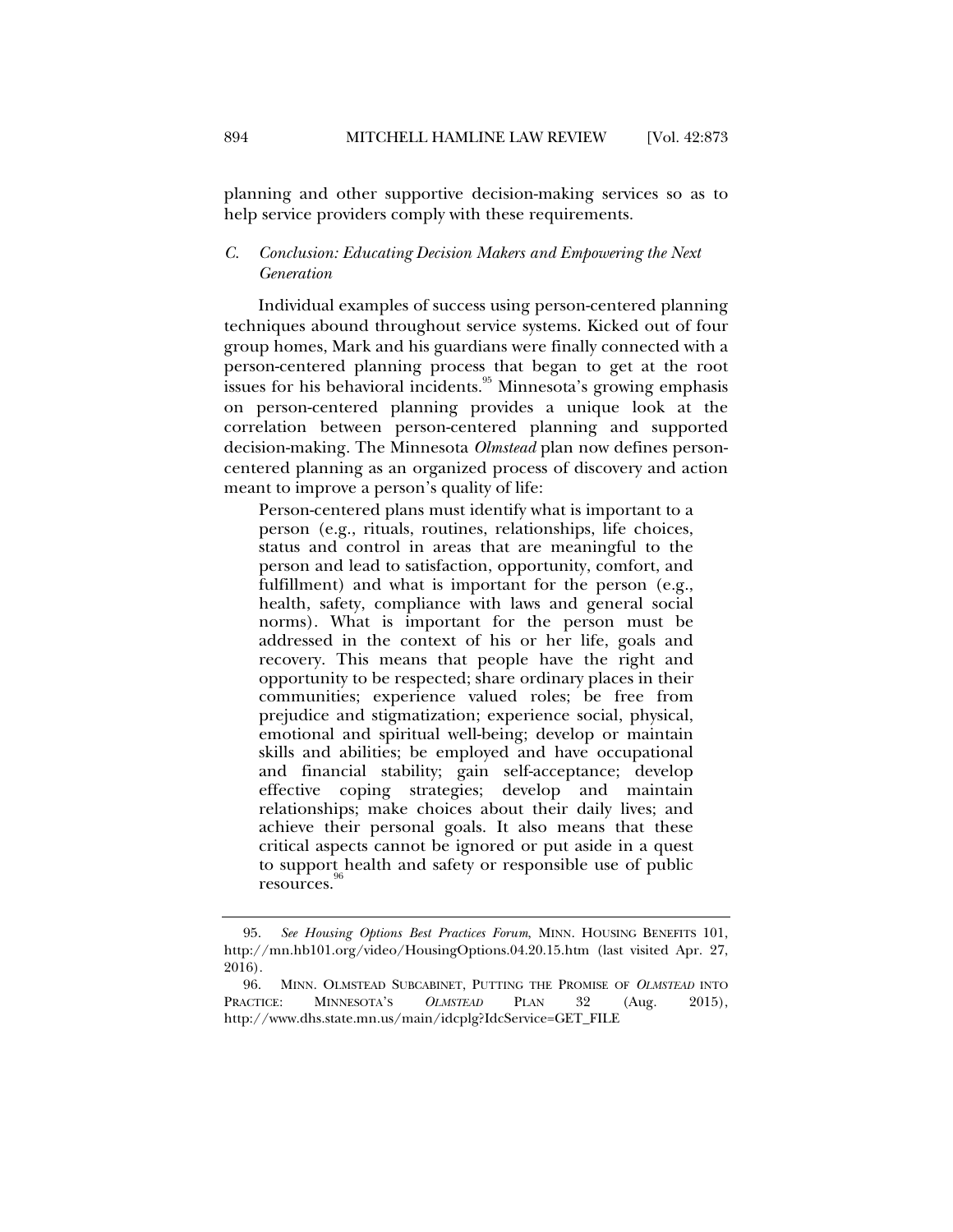planning and other supportive decision-making services so as to help service providers comply with these requirements.

### *C. Conclusion: Educating Decision Makers and Empowering the Next Generation*

Individual examples of success using person-centered planning techniques abound throughout service systems. Kicked out of four group homes, Mark and his guardians were finally connected with a person-centered planning process that began to get at the root issues for his behavioral incidents.[95] Minnesota's growing emphasis on person-centered planning provides a unique look at the correlation between person-centered planning and supported decision-making. The Minnesota *Olmstead* plan now defines person-centered planning as an organized process of discovery and action meant to improve a person's quality of life:

> Person-centered plans must identify what is important to a person (e.g., rituals, routines, relationships, life choices, status and control in areas that are meaningful to the person and lead to satisfaction, opportunity, comfort, and fulfillment) and what is important for the person (e.g., health, safety, compliance with laws and general social norms). What is important for the person must be addressed in the context of his or her life, goals and recovery. This means that people have the right and opportunity to be respected; share ordinary places in their communities; experience valued roles; be free from prejudice and stigmatization; experience social, physical, emotional and spiritual well-being; develop or maintain skills and abilities; be employed and have occupational and financial stability; gain self-acceptance; develop effective coping strategies; develop and maintain relationships; make choices about their daily lives; and achieve their personal goals. It also means that these critical aspects cannot be ignored or put aside in a quest to support health and safety or responsible use of public resources.[96]

---

95. *See Housing Options Best Practices Forum*, MINN. HOUSING BENEFITS 101, http://mn.hb101.org/video/HousingOptions.04.20.15.htm (last visited Apr. 27, 2016).

96. MINN. OLMSTEAD SUBCABINET, PUTTING THE PROMISE OF *OLMSTEAD* INTO PRACTICE: MINNESOTA'S *OLMSTEAD* PLAN 32 (Aug. 2015), http://www.dhs.state.mn.us/main/idcplg?IdcService=GET_FILE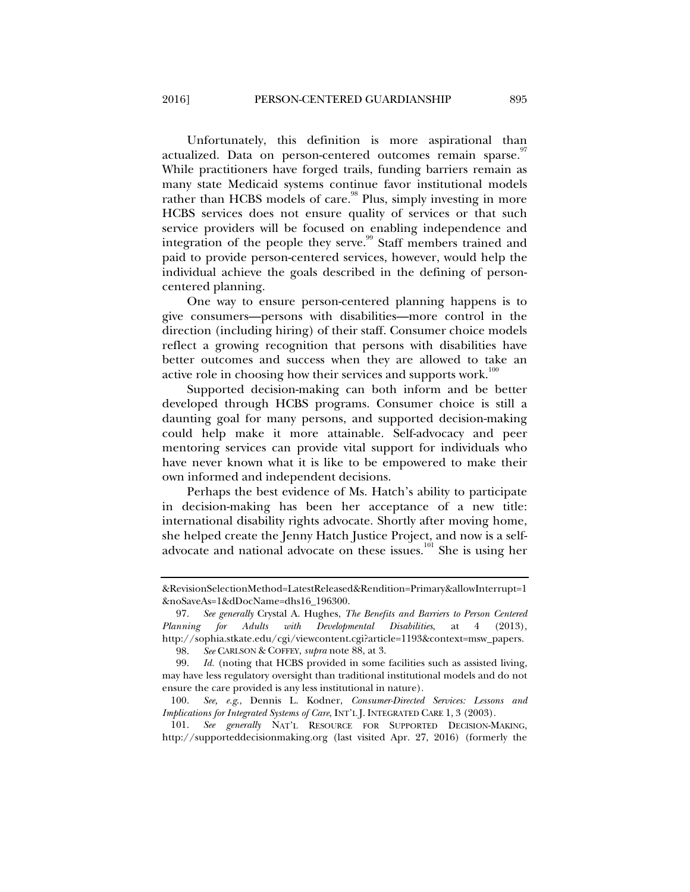Unfortunately, this definition is more aspirational than actualized. Data on person-centered outcomes remain sparse.[97] While practitioners have forged trails, funding barriers remain as many state Medicaid systems continue favor institutional models rather than HCBS models of care.[98] Plus, simply investing in more HCBS services does not ensure quality of services or that such service providers will be focused on enabling independence and integration of the people they serve.[99] Staff members trained and paid to provide person-centered services, however, would help the individual achieve the goals described in the defining of person-centered planning.

One way to ensure person-centered planning happens is to give consumers—persons with disabilities—more control in the direction (including hiring) of their staff. Consumer choice models reflect a growing recognition that persons with disabilities have better outcomes and success when they are allowed to take an active role in choosing how their services and supports work.[100]

Supported decision-making can both inform and be better developed through HCBS programs. Consumer choice is still a daunting goal for many persons, and supported decision-making could help make it more attainable. Self-advocacy and peer mentoring services can provide vital support for individuals who have never known what it is like to be empowered to make their own informed and independent decisions.

Perhaps the best evidence of Ms. Hatch's ability to participate in decision-making has been her acceptance of a new title: international disability rights advocate. Shortly after moving home, she helped create the Jenny Hatch Justice Project, and now is a self-advocate and national advocate on these issues.[101] She is using her

---

&RevisionSelectionMethod=LatestReleased&Rendition=Primary&allowInterrupt=1&noSaveAs=1&dDocName=dhs16_196300.

97. *See generally* Crystal A. Hughes, *The Benefits and Barriers to Person Centered Planning for Adults with Developmental Disabilities*, at 4 (2013), http://sophia.stkate.edu/cgi/viewcontent.cgi?article=1193&context=msw_papers.

98. *See* CARLSON & COFFEY, *supra* note 88, at 3.

99. *Id.* (noting that HCBS provided in some facilities such as assisted living, may have less regulatory oversight than traditional institutional models and do not ensure the care provided is any less institutional in nature).

100. *See, e.g.*, Dennis L. Kodner, *Consumer-Directed Services: Lessons and Implications for Integrated Systems of Care*, INT'L J. INTEGRATED CARE 1, 3 (2003).

101. *See generally* NAT'L RESOURCE FOR SUPPORTED DECISION-MAKING, http://supporteddecisionmaking.org (last visited Apr. 27, 2016) (formerly the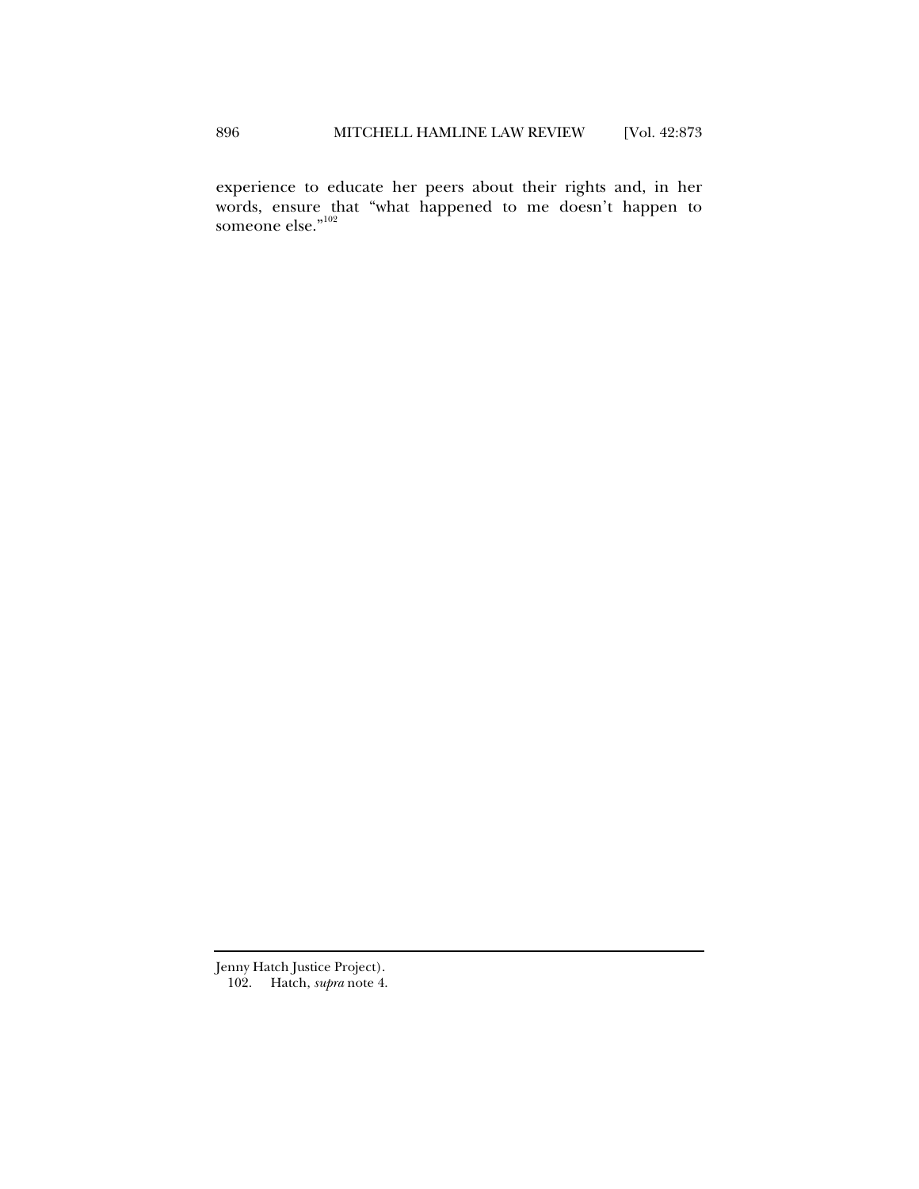experience to educate her peers about their rights and, in her words, ensure that "what happened to me doesn't happen to someone else."[102]

---

Jenny Hatch Justice Project).

102. Hatch, *supra* note 4.